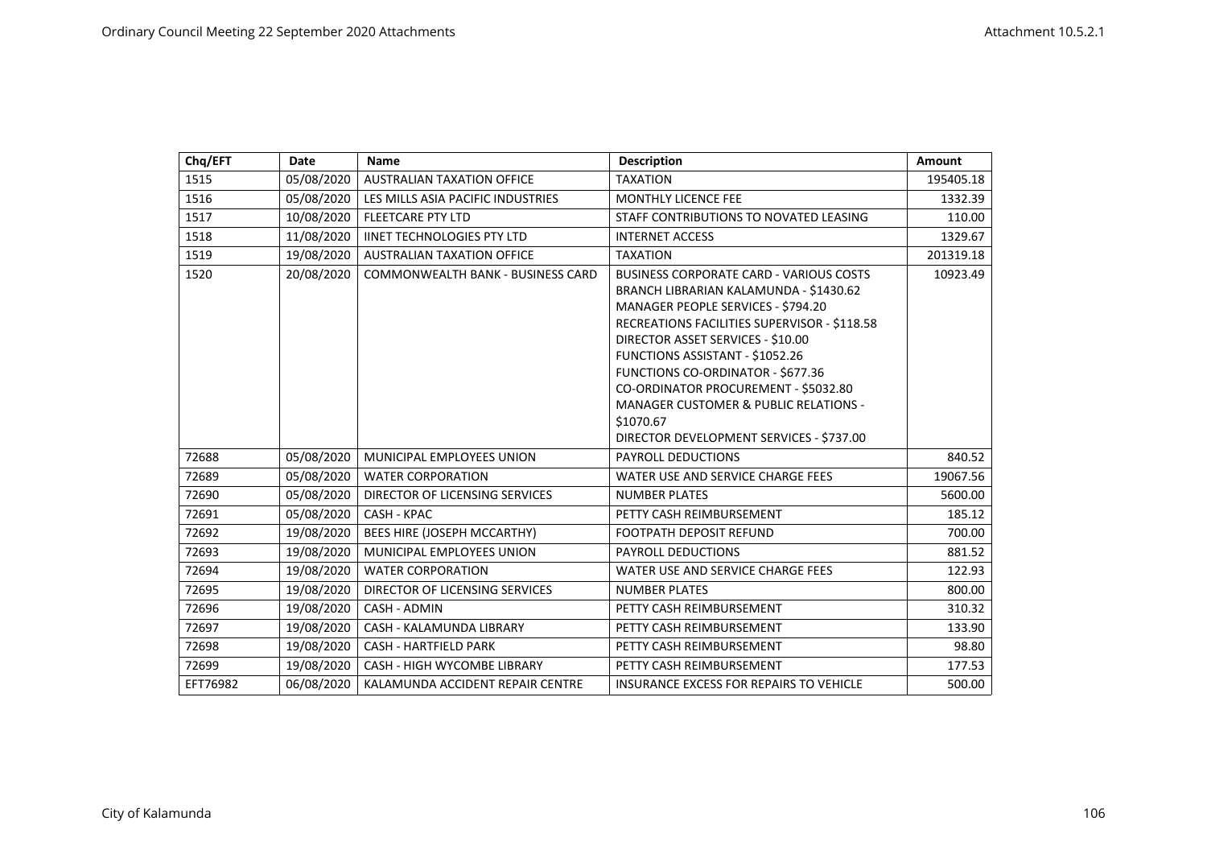| Chq/EFT | Date | Name | Description | Amount |
|---|---|---|---|---|
| 1515 | 05/08/2020 | AUSTRALIAN TAXATION OFFICE | TAXATION | 195405.18 |
| 1516 | 05/08/2020 | LES MILLS ASIA PACIFIC INDUSTRIES | MONTHLY LICENCE FEE | 1332.39 |
| 1517 | 10/08/2020 | FLEETCARE PTY LTD | STAFF CONTRIBUTIONS TO NOVATED LEASING | 110.00 |
| 1518 | 11/08/2020 | IINET TECHNOLOGIES PTY LTD | INTERNET ACCESS | 1329.67 |
| 1519 | 19/08/2020 | AUSTRALIAN TAXATION OFFICE | TAXATION | 201319.18 |
| 1520 | 20/08/2020 | COMMONWEALTH BANK - BUSINESS CARD | BUSINESS CORPORATE CARD - VARIOUS COSTS<br>BRANCH LIBRARIAN KALAMUNDA - $1430.62<br>MANAGER PEOPLE SERVICES - $794.20<br>RECREATIONS FACILITIES SUPERVISOR - $118.58<br>DIRECTOR ASSET SERVICES - $10.00<br>FUNCTIONS ASSISTANT - $1052.26<br>FUNCTIONS CO-ORDINATOR - $677.36<br>CO-ORDINATOR PROCUREMENT - $5032.80<br>MANAGER CUSTOMER & PUBLIC RELATIONS - $1070.67<br>DIRECTOR DEVELOPMENT SERVICES - $737.00 | 10923.49 |
| 72688 | 05/08/2020 | MUNICIPAL EMPLOYEES UNION | PAYROLL DEDUCTIONS | 840.52 |
| 72689 | 05/08/2020 | WATER CORPORATION | WATER USE AND SERVICE CHARGE FEES | 19067.56 |
| 72690 | 05/08/2020 | DIRECTOR OF LICENSING SERVICES | NUMBER PLATES | 5600.00 |
| 72691 | 05/08/2020 | CASH - KPAC | PETTY CASH REIMBURSEMENT | 185.12 |
| 72692 | 19/08/2020 | BEES HIRE (JOSEPH MCCARTHY) | FOOTPATH DEPOSIT REFUND | 700.00 |
| 72693 | 19/08/2020 | MUNICIPAL EMPLOYEES UNION | PAYROLL DEDUCTIONS | 881.52 |
| 72694 | 19/08/2020 | WATER CORPORATION | WATER USE AND SERVICE CHARGE FEES | 122.93 |
| 72695 | 19/08/2020 | DIRECTOR OF LICENSING SERVICES | NUMBER PLATES | 800.00 |
| 72696 | 19/08/2020 | CASH - ADMIN | PETTY CASH REIMBURSEMENT | 310.32 |
| 72697 | 19/08/2020 | CASH - KALAMUNDA LIBRARY | PETTY CASH REIMBURSEMENT | 133.90 |
| 72698 | 19/08/2020 | CASH - HARTFIELD PARK | PETTY CASH REIMBURSEMENT | 98.80 |
| 72699 | 19/08/2020 | CASH - HIGH WYCOMBE LIBRARY | PETTY CASH REIMBURSEMENT | 177.53 |
| EFT76982 | 06/08/2020 | KALAMUNDA ACCIDENT REPAIR CENTRE | INSURANCE EXCESS FOR REPAIRS TO VEHICLE | 500.00 |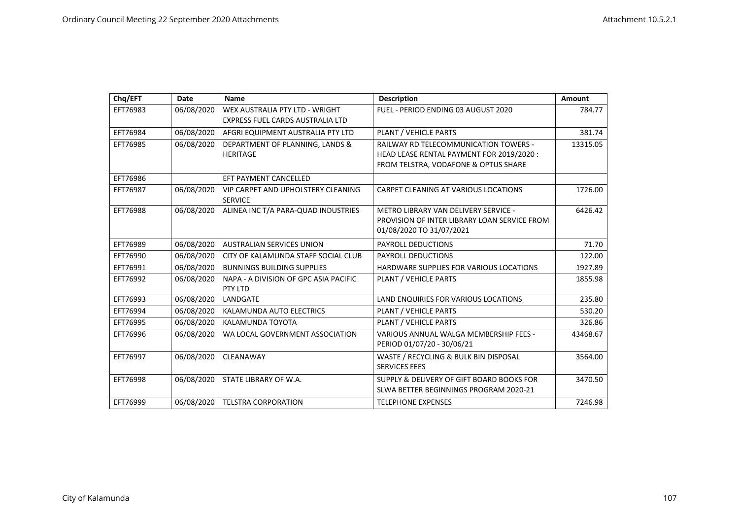| Chq/EFT | Date | Name | Description | Amount |
|---|---|---|---|---|
| EFT76983 | 06/08/2020 | WEX AUSTRALIA PTY LTD - WRIGHT EXPRESS FUEL CARDS AUSTRALIA LTD | FUEL - PERIOD ENDING 03 AUGUST 2020 | 784.77 |
| EFT76984 | 06/08/2020 | AFGRI EQUIPMENT AUSTRALIA PTY LTD | PLANT / VEHICLE PARTS | 381.74 |
| EFT76985 | 06/08/2020 | DEPARTMENT OF PLANNING, LANDS & HERITAGE | RAILWAY RD TELECOMMUNICATION TOWERS - HEAD LEASE RENTAL PAYMENT FOR 2019/2020 : FROM TELSTRA, VODAFONE & OPTUS SHARE | 13315.05 |
| EFT76986 | | EFT PAYMENT CANCELLED | | |
| EFT76987 | 06/08/2020 | VIP CARPET AND UPHOLSTERY CLEANING SERVICE | CARPET CLEANING AT VARIOUS LOCATIONS | 1726.00 |
| EFT76988 | 06/08/2020 | ALINEA INC T/A PARA-QUAD INDUSTRIES | METRO LIBRARY VAN DELIVERY SERVICE - PROVISION OF INTER LIBRARY LOAN SERVICE FROM 01/08/2020 TO 31/07/2021 | 6426.42 |
| EFT76989 | 06/08/2020 | AUSTRALIAN SERVICES UNION | PAYROLL DEDUCTIONS | 71.70 |
| EFT76990 | 06/08/2020 | CITY OF KALAMUNDA STAFF SOCIAL CLUB | PAYROLL DEDUCTIONS | 122.00 |
| EFT76991 | 06/08/2020 | BUNNINGS BUILDING SUPPLIES | HARDWARE SUPPLIES FOR VARIOUS LOCATIONS | 1927.89 |
| EFT76992 | 06/08/2020 | NAPA - A DIVISION OF GPC ASIA PACIFIC PTY LTD | PLANT / VEHICLE PARTS | 1855.98 |
| EFT76993 | 06/08/2020 | LANDGATE | LAND ENQUIRIES FOR VARIOUS LOCATIONS | 235.80 |
| EFT76994 | 06/08/2020 | KALAMUNDA AUTO ELECTRICS | PLANT / VEHICLE PARTS | 530.20 |
| EFT76995 | 06/08/2020 | KALAMUNDA TOYOTA | PLANT / VEHICLE PARTS | 326.86 |
| EFT76996 | 06/08/2020 | WA LOCAL GOVERNMENT ASSOCIATION | VARIOUS ANNUAL WALGA MEMBERSHIP FEES - PERIOD 01/07/20 - 30/06/21 | 43468.67 |
| EFT76997 | 06/08/2020 | CLEANAWAY | WASTE / RECYCLING & BULK BIN DISPOSAL SERVICES FEES | 3564.00 |
| EFT76998 | 06/08/2020 | STATE LIBRARY OF W.A. | SUPPLY & DELIVERY OF GIFT BOARD BOOKS FOR SLWA BETTER BEGINNINGS PROGRAM 2020-21 | 3470.50 |
| EFT76999 | 06/08/2020 | TELSTRA CORPORATION | TELEPHONE EXPENSES | 7246.98 |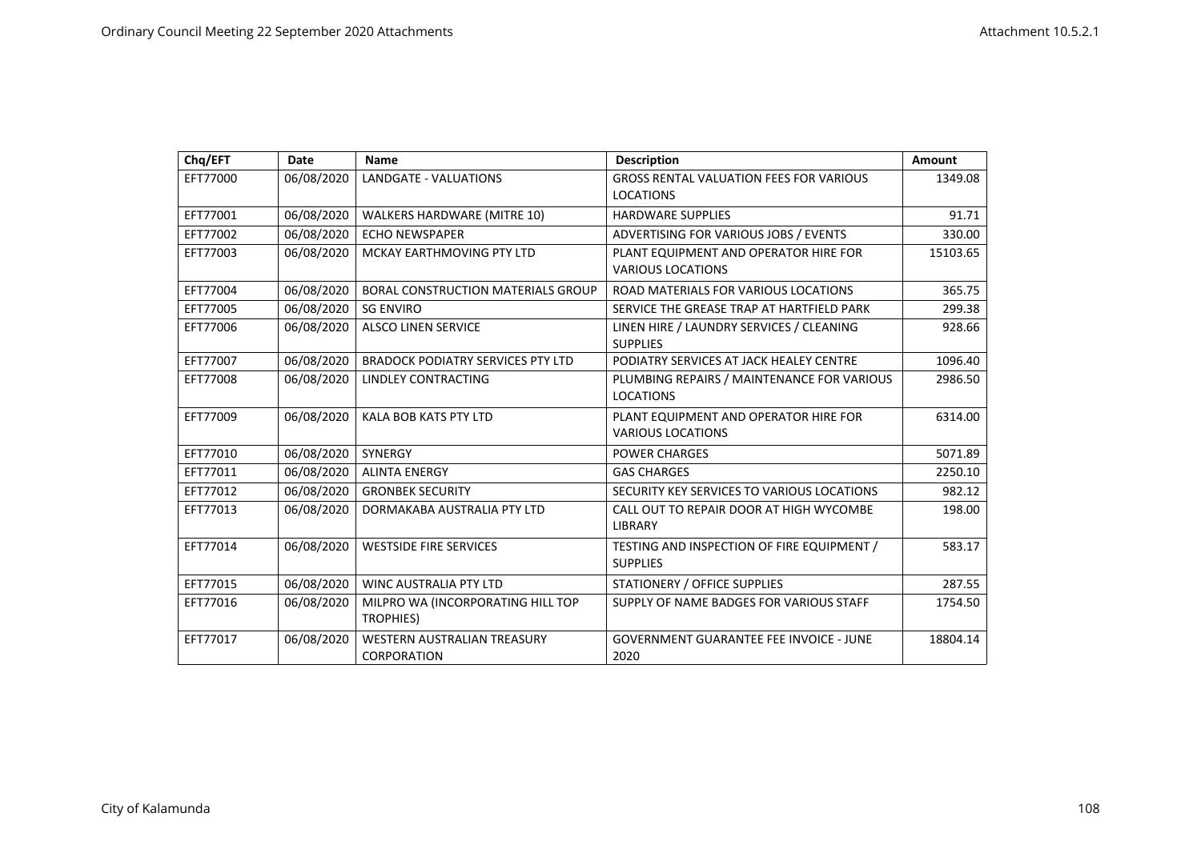| Chq/EFT | Date | Name | Description | Amount |
|---|---|---|---|---|
| EFT77000 | 06/08/2020 | LANDGATE - VALUATIONS | GROSS RENTAL VALUATION FEES FOR VARIOUS LOCATIONS | 1349.08 |
| EFT77001 | 06/08/2020 | WALKERS HARDWARE (MITRE 10) | HARDWARE SUPPLIES | 91.71 |
| EFT77002 | 06/08/2020 | ECHO NEWSPAPER | ADVERTISING FOR VARIOUS JOBS / EVENTS | 330.00 |
| EFT77003 | 06/08/2020 | MCKAY EARTHMOVING PTY LTD | PLANT EQUIPMENT AND OPERATOR HIRE FOR VARIOUS LOCATIONS | 15103.65 |
| EFT77004 | 06/08/2020 | BORAL CONSTRUCTION MATERIALS GROUP | ROAD MATERIALS FOR VARIOUS LOCATIONS | 365.75 |
| EFT77005 | 06/08/2020 | SG ENVIRO | SERVICE THE GREASE TRAP AT HARTFIELD PARK | 299.38 |
| EFT77006 | 06/08/2020 | ALSCO LINEN SERVICE | LINEN HIRE / LAUNDRY SERVICES / CLEANING SUPPLIES | 928.66 |
| EFT77007 | 06/08/2020 | BRADOCK PODIATRY SERVICES PTY LTD | PODIATRY SERVICES AT JACK HEALEY CENTRE | 1096.40 |
| EFT77008 | 06/08/2020 | LINDLEY CONTRACTING | PLUMBING REPAIRS / MAINTENANCE FOR VARIOUS LOCATIONS | 2986.50 |
| EFT77009 | 06/08/2020 | KALA BOB KATS PTY LTD | PLANT EQUIPMENT AND OPERATOR HIRE FOR VARIOUS LOCATIONS | 6314.00 |
| EFT77010 | 06/08/2020 | SYNERGY | POWER CHARGES | 5071.89 |
| EFT77011 | 06/08/2020 | ALINTA ENERGY | GAS CHARGES | 2250.10 |
| EFT77012 | 06/08/2020 | GRONBEK SECURITY | SECURITY KEY SERVICES TO VARIOUS LOCATIONS | 982.12 |
| EFT77013 | 06/08/2020 | DORMAKABA AUSTRALIA PTY LTD | CALL OUT TO REPAIR DOOR AT HIGH WYCOMBE LIBRARY | 198.00 |
| EFT77014 | 06/08/2020 | WESTSIDE FIRE SERVICES | TESTING AND INSPECTION OF FIRE EQUIPMENT / SUPPLIES | 583.17 |
| EFT77015 | 06/08/2020 | WINC AUSTRALIA PTY LTD | STATIONERY / OFFICE SUPPLIES | 287.55 |
| EFT77016 | 06/08/2020 | MILPRO WA (INCORPORATING HILL TOP TROPHIES) | SUPPLY OF NAME BADGES FOR VARIOUS STAFF | 1754.50 |
| EFT77017 | 06/08/2020 | WESTERN AUSTRALIAN TREASURY CORPORATION | GOVERNMENT GUARANTEE FEE INVOICE - JUNE 2020 | 18804.14 |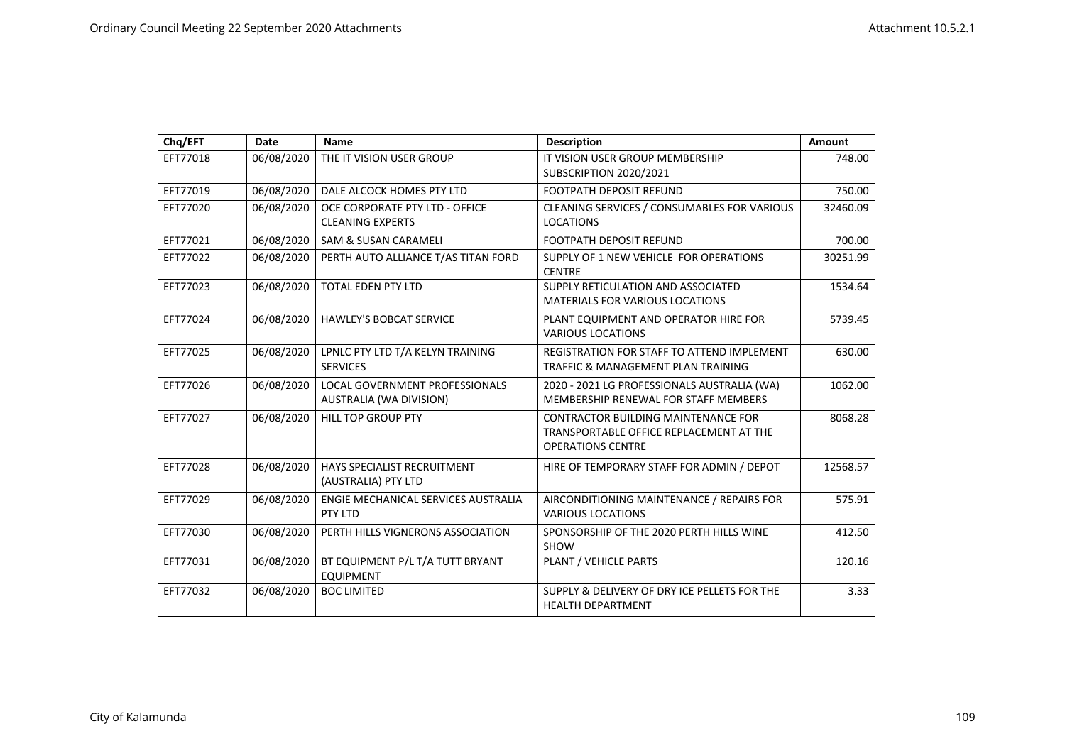| Chq/EFT | Date | Name | Description | Amount |
|---|---|---|---|---|
| EFT77018 | 06/08/2020 | THE IT VISION USER GROUP | IT VISION USER GROUP MEMBERSHIP SUBSCRIPTION 2020/2021 | 748.00 |
| EFT77019 | 06/08/2020 | DALE ALCOCK HOMES PTY LTD | FOOTPATH DEPOSIT REFUND | 750.00 |
| EFT77020 | 06/08/2020 | OCE CORPORATE PTY LTD - OFFICE CLEANING EXPERTS | CLEANING SERVICES / CONSUMABLES FOR VARIOUS LOCATIONS | 32460.09 |
| EFT77021 | 06/08/2020 | SAM & SUSAN CARAMELI | FOOTPATH DEPOSIT REFUND | 700.00 |
| EFT77022 | 06/08/2020 | PERTH AUTO ALLIANCE T/AS TITAN FORD | SUPPLY OF 1 NEW VEHICLE FOR OPERATIONS CENTRE | 30251.99 |
| EFT77023 | 06/08/2020 | TOTAL EDEN PTY LTD | SUPPLY RETICULATION AND ASSOCIATED MATERIALS FOR VARIOUS LOCATIONS | 1534.64 |
| EFT77024 | 06/08/2020 | HAWLEY'S BOBCAT SERVICE | PLANT EQUIPMENT AND OPERATOR HIRE FOR VARIOUS LOCATIONS | 5739.45 |
| EFT77025 | 06/08/2020 | LPNLC PTY LTD T/A KELYN TRAINING SERVICES | REGISTRATION FOR STAFF TO ATTEND IMPLEMENT TRAFFIC & MANAGEMENT PLAN TRAINING | 630.00 |
| EFT77026 | 06/08/2020 | LOCAL GOVERNMENT PROFESSIONALS AUSTRALIA (WA DIVISION) | 2020 - 2021 LG PROFESSIONALS AUSTRALIA (WA) MEMBERSHIP RENEWAL FOR STAFF MEMBERS | 1062.00 |
| EFT77027 | 06/08/2020 | HILL TOP GROUP PTY | CONTRACTOR BUILDING MAINTENANCE FOR TRANSPORTABLE OFFICE REPLACEMENT AT THE OPERATIONS CENTRE | 8068.28 |
| EFT77028 | 06/08/2020 | HAYS SPECIALIST RECRUITMENT (AUSTRALIA) PTY LTD | HIRE OF TEMPORARY STAFF FOR ADMIN / DEPOT | 12568.57 |
| EFT77029 | 06/08/2020 | ENGIE MECHANICAL SERVICES AUSTRALIA PTY LTD | AIRCONDITIONING MAINTENANCE / REPAIRS FOR VARIOUS LOCATIONS | 575.91 |
| EFT77030 | 06/08/2020 | PERTH HILLS VIGNERONS ASSOCIATION | SPONSORSHIP OF THE 2020 PERTH HILLS WINE SHOW | 412.50 |
| EFT77031 | 06/08/2020 | BT EQUIPMENT P/L T/A TUTT BRYANT EQUIPMENT | PLANT / VEHICLE PARTS | 120.16 |
| EFT77032 | 06/08/2020 | BOC LIMITED | SUPPLY & DELIVERY OF DRY ICE PELLETS FOR THE HEALTH DEPARTMENT | 3.33 |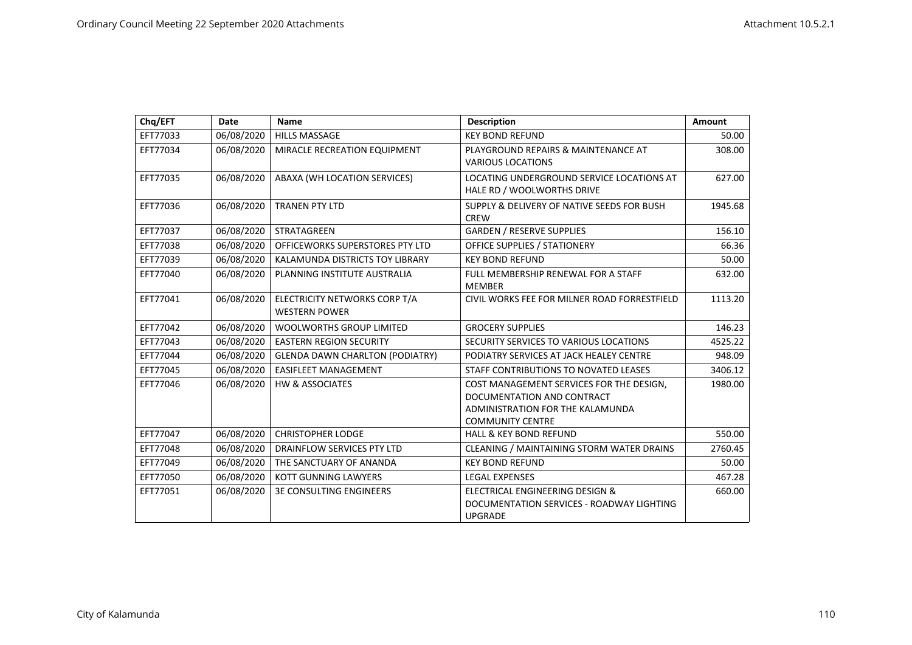| Chq/EFT | Date | Name | Description | Amount |
|---|---|---|---|---|
| EFT77033 | 06/08/2020 | HILLS MASSAGE | KEY BOND REFUND | 50.00 |
| EFT77034 | 06/08/2020 | MIRACLE RECREATION EQUIPMENT | PLAYGROUND REPAIRS & MAINTENANCE AT VARIOUS LOCATIONS | 308.00 |
| EFT77035 | 06/08/2020 | ABAXA (WH LOCATION SERVICES) | LOCATING UNDERGROUND SERVICE LOCATIONS AT HALE RD / WOOLWORTHS DRIVE | 627.00 |
| EFT77036 | 06/08/2020 | TRANEN PTY LTD | SUPPLY & DELIVERY OF NATIVE SEEDS FOR BUSH CREW | 1945.68 |
| EFT77037 | 06/08/2020 | STRATAGREEN | GARDEN / RESERVE SUPPLIES | 156.10 |
| EFT77038 | 06/08/2020 | OFFICEWORKS SUPERSTORES PTY LTD | OFFICE SUPPLIES / STATIONERY | 66.36 |
| EFT77039 | 06/08/2020 | KALAMUNDA DISTRICTS TOY LIBRARY | KEY BOND REFUND | 50.00 |
| EFT77040 | 06/08/2020 | PLANNING INSTITUTE AUSTRALIA | FULL MEMBERSHIP RENEWAL FOR A STAFF MEMBER | 632.00 |
| EFT77041 | 06/08/2020 | ELECTRICITY NETWORKS CORP T/A WESTERN POWER | CIVIL WORKS FEE FOR MILNER ROAD FORRESTFIELD | 1113.20 |
| EFT77042 | 06/08/2020 | WOOLWORTHS GROUP LIMITED | GROCERY SUPPLIES | 146.23 |
| EFT77043 | 06/08/2020 | EASTERN REGION SECURITY | SECURITY SERVICES TO VARIOUS LOCATIONS | 4525.22 |
| EFT77044 | 06/08/2020 | GLENDA DAWN CHARLTON (PODIATRY) | PODIATRY SERVICES AT JACK HEALEY CENTRE | 948.09 |
| EFT77045 | 06/08/2020 | EASIFLEET MANAGEMENT | STAFF CONTRIBUTIONS TO NOVATED LEASES | 3406.12 |
| EFT77046 | 06/08/2020 | HW & ASSOCIATES | COST MANAGEMENT SERVICES FOR THE DESIGN, DOCUMENTATION AND CONTRACT ADMINISTRATION FOR THE KALAMUNDA COMMUNITY CENTRE | 1980.00 |
| EFT77047 | 06/08/2020 | CHRISTOPHER LODGE | HALL & KEY BOND REFUND | 550.00 |
| EFT77048 | 06/08/2020 | DRAINFLOW SERVICES PTY LTD | CLEANING / MAINTAINING STORM WATER DRAINS | 2760.45 |
| EFT77049 | 06/08/2020 | THE SANCTUARY OF ANANDA | KEY BOND REFUND | 50.00 |
| EFT77050 | 06/08/2020 | KOTT GUNNING LAWYERS | LEGAL EXPENSES | 467.28 |
| EFT77051 | 06/08/2020 | 3E CONSULTING ENGINEERS | ELECTRICAL ENGINEERING DESIGN & DOCUMENTATION SERVICES - ROADWAY LIGHTING UPGRADE | 660.00 |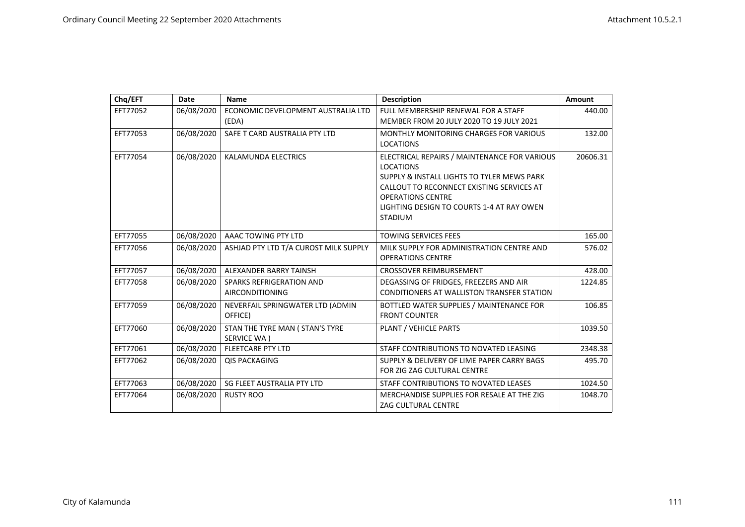| Chq/EFT | Date | Name | Description | Amount |
|---|---|---|---|---|
| EFT77052 | 06/08/2020 | ECONOMIC DEVELOPMENT AUSTRALIA LTD (EDA) | FULL MEMBERSHIP RENEWAL FOR A STAFF MEMBER FROM 20 JULY 2020 TO 19 JULY 2021 | 440.00 |
| EFT77053 | 06/08/2020 | SAFE T CARD AUSTRALIA PTY LTD | MONTHLY MONITORING CHARGES FOR VARIOUS LOCATIONS | 132.00 |
| EFT77054 | 06/08/2020 | KALAMUNDA ELECTRICS | ELECTRICAL REPAIRS / MAINTENANCE FOR VARIOUS LOCATIONS<br>SUPPLY & INSTALL LIGHTS TO TYLER MEWS PARK<br>CALLOUT TO RECONNECT EXISTING SERVICES AT OPERATIONS CENTRE<br>LIGHTING DESIGN TO COURTS 1-4 AT RAY OWEN STADIUM | 20606.31 |
| EFT77055 | 06/08/2020 | AAAC TOWING PTY LTD | TOWING SERVICES FEES | 165.00 |
| EFT77056 | 06/08/2020 | ASHJAD PTY LTD T/A CUROST MILK SUPPLY | MILK SUPPLY FOR ADMINISTRATION CENTRE AND OPERATIONS CENTRE | 576.02 |
| EFT77057 | 06/08/2020 | ALEXANDER BARRY TAINSH | CROSSOVER REIMBURSEMENT | 428.00 |
| EFT77058 | 06/08/2020 | SPARKS REFRIGERATION AND AIRCONDITIONING | DEGASSING OF FRIDGES, FREEZERS AND AIR CONDITIONERS AT WALLISTON TRANSFER STATION | 1224.85 |
| EFT77059 | 06/08/2020 | NEVERFAIL SPRINGWATER LTD (ADMIN OFFICE) | BOTTLED WATER SUPPLIES / MAINTENANCE FOR FRONT COUNTER | 106.85 |
| EFT77060 | 06/08/2020 | STAN THE TYRE MAN ( STAN'S TYRE SERVICE WA ) | PLANT / VEHICLE PARTS | 1039.50 |
| EFT77061 | 06/08/2020 | FLEETCARE PTY LTD | STAFF CONTRIBUTIONS TO NOVATED LEASING | 2348.38 |
| EFT77062 | 06/08/2020 | QIS PACKAGING | SUPPLY & DELIVERY OF LIME PAPER CARRY BAGS FOR ZIG ZAG CULTURAL CENTRE | 495.70 |
| EFT77063 | 06/08/2020 | SG FLEET AUSTRALIA PTY LTD | STAFF CONTRIBUTIONS TO NOVATED LEASES | 1024.50 |
| EFT77064 | 06/08/2020 | RUSTY ROO | MERCHANDISE SUPPLIES FOR RESALE AT THE ZIG ZAG CULTURAL CENTRE | 1048.70 |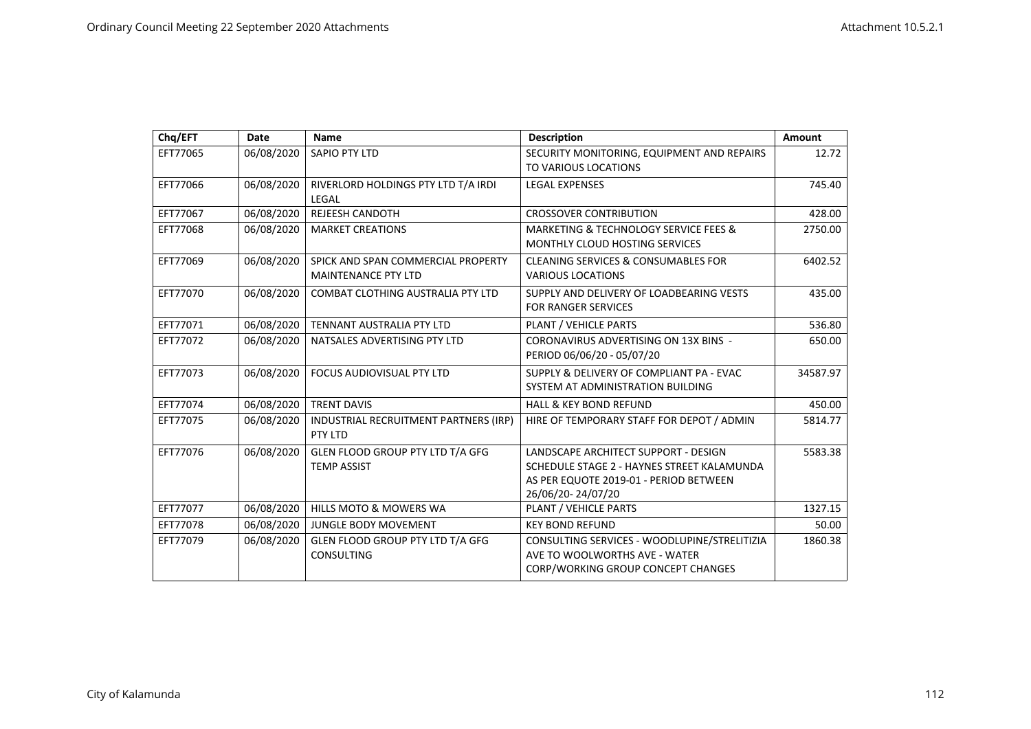| Chq/EFT | Date | Name | Description | Amount |
|---|---|---|---|---|
| EFT77065 | 06/08/2020 | SAPIO PTY LTD | SECURITY MONITORING, EQUIPMENT AND REPAIRS TO VARIOUS LOCATIONS | 12.72 |
| EFT77066 | 06/08/2020 | RIVERLORD HOLDINGS PTY LTD T/A IRDI LEGAL | LEGAL EXPENSES | 745.40 |
| EFT77067 | 06/08/2020 | REJEESH CANDOTH | CROSSOVER CONTRIBUTION | 428.00 |
| EFT77068 | 06/08/2020 | MARKET CREATIONS | MARKETING & TECHNOLOGY SERVICE FEES & MONTHLY CLOUD HOSTING SERVICES | 2750.00 |
| EFT77069 | 06/08/2020 | SPICK AND SPAN COMMERCIAL PROPERTY MAINTENANCE PTY LTD | CLEANING SERVICES & CONSUMABLES FOR VARIOUS LOCATIONS | 6402.52 |
| EFT77070 | 06/08/2020 | COMBAT CLOTHING AUSTRALIA PTY LTD | SUPPLY AND DELIVERY OF LOADBEARING VESTS FOR RANGER SERVICES | 435.00 |
| EFT77071 | 06/08/2020 | TENNANT AUSTRALIA PTY LTD | PLANT / VEHICLE PARTS | 536.80 |
| EFT77072 | 06/08/2020 | NATSALES ADVERTISING PTY LTD | CORONAVIRUS ADVERTISING ON 13X BINS - PERIOD 06/06/20 - 05/07/20 | 650.00 |
| EFT77073 | 06/08/2020 | FOCUS AUDIOVISUAL PTY LTD | SUPPLY & DELIVERY OF COMPLIANT PA - EVAC SYSTEM AT ADMINISTRATION BUILDING | 34587.97 |
| EFT77074 | 06/08/2020 | TRENT DAVIS | HALL & KEY BOND REFUND | 450.00 |
| EFT77075 | 06/08/2020 | INDUSTRIAL RECRUITMENT PARTNERS (IRP) PTY LTD | HIRE OF TEMPORARY STAFF FOR DEPOT / ADMIN | 5814.77 |
| EFT77076 | 06/08/2020 | GLEN FLOOD GROUP PTY LTD T/A GFG TEMP ASSIST | LANDSCAPE ARCHITECT SUPPORT - DESIGN SCHEDULE STAGE 2 - HAYNES STREET KALAMUNDA AS PER EQUOTE 2019-01 - PERIOD BETWEEN 26/06/20- 24/07/20 | 5583.38 |
| EFT77077 | 06/08/2020 | HILLS MOTO & MOWERS WA | PLANT / VEHICLE PARTS | 1327.15 |
| EFT77078 | 06/08/2020 | JUNGLE BODY MOVEMENT | KEY BOND REFUND | 50.00 |
| EFT77079 | 06/08/2020 | GLEN FLOOD GROUP PTY LTD T/A GFG CONSULTING | CONSULTING SERVICES - WOODLUPINE/STRELITIZIA AVE TO WOOLWORTHS AVE - WATER CORP/WORKING GROUP CONCEPT CHANGES | 1860.38 |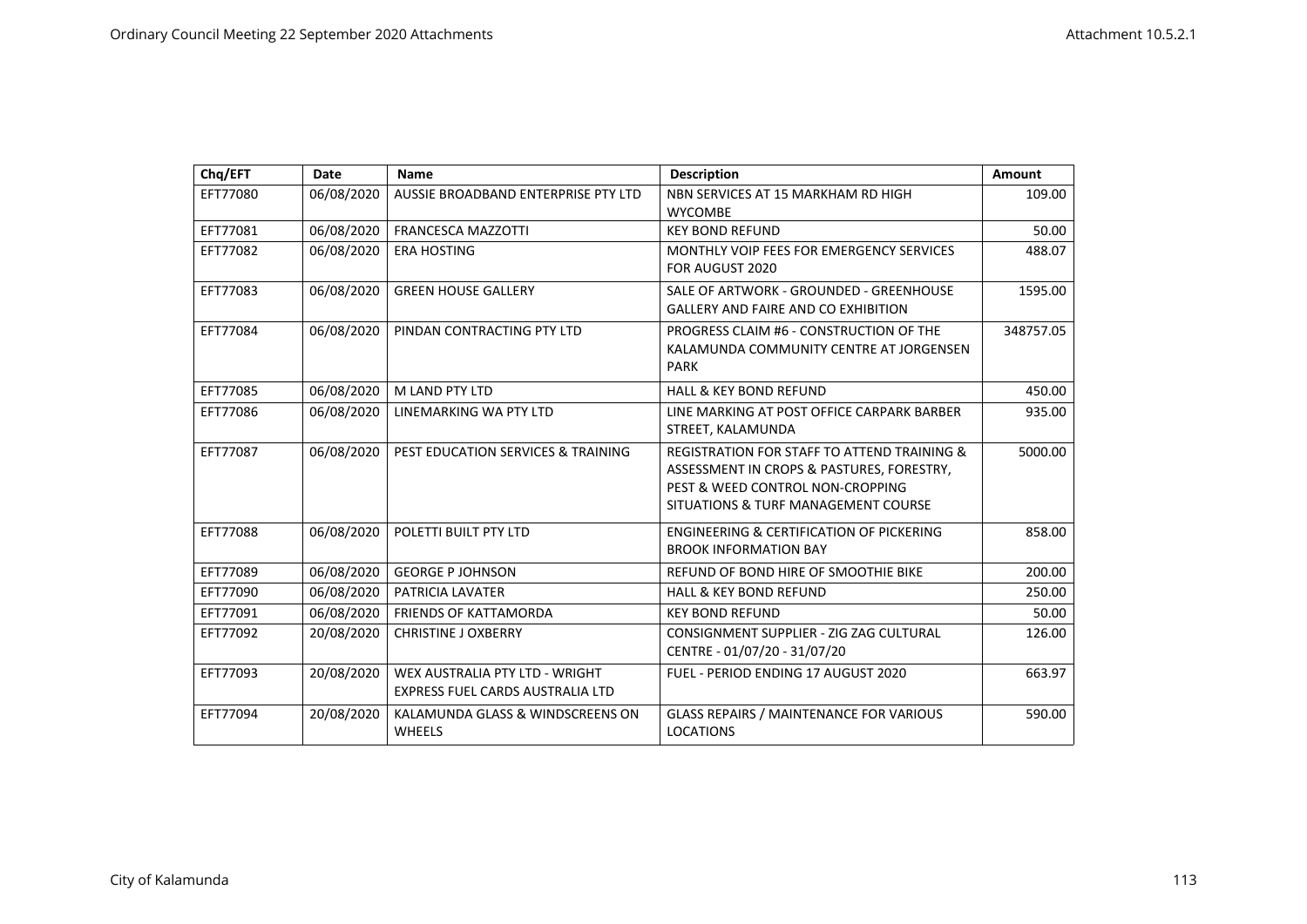| Chq/EFT | Date | Name | Description | Amount |
|---|---|---|---|---|
| EFT77080 | 06/08/2020 | AUSSIE BROADBAND ENTERPRISE PTY LTD | NBN SERVICES AT 15 MARKHAM RD HIGH WYCOMBE | 109.00 |
| EFT77081 | 06/08/2020 | FRANCESCA MAZZOTTI | KEY BOND REFUND | 50.00 |
| EFT77082 | 06/08/2020 | ERA HOSTING | MONTHLY VOIP FEES FOR EMERGENCY SERVICES FOR AUGUST 2020 | 488.07 |
| EFT77083 | 06/08/2020 | GREEN HOUSE GALLERY | SALE OF ARTWORK - GROUNDED - GREENHOUSE GALLERY AND FAIRE AND CO EXHIBITION | 1595.00 |
| EFT77084 | 06/08/2020 | PINDAN CONTRACTING PTY LTD | PROGRESS CLAIM #6 - CONSTRUCTION OF THE KALAMUNDA COMMUNITY CENTRE AT JORGENSEN PARK | 348757.05 |
| EFT77085 | 06/08/2020 | M LAND PTY LTD | HALL & KEY BOND REFUND | 450.00 |
| EFT77086 | 06/08/2020 | LINEMARKING WA PTY LTD | LINE MARKING AT POST OFFICE CARPARK BARBER STREET, KALAMUNDA | 935.00 |
| EFT77087 | 06/08/2020 | PEST EDUCATION SERVICES & TRAINING | REGISTRATION FOR STAFF TO ATTEND TRAINING & ASSESSMENT IN CROPS & PASTURES, FORESTRY, PEST & WEED CONTROL NON-CROPPING SITUATIONS & TURF MANAGEMENT COURSE | 5000.00 |
| EFT77088 | 06/08/2020 | POLETTI BUILT PTY LTD | ENGINEERING & CERTIFICATION OF PICKERING BROOK INFORMATION BAY | 858.00 |
| EFT77089 | 06/08/2020 | GEORGE P JOHNSON | REFUND OF BOND HIRE OF SMOOTHIE BIKE | 200.00 |
| EFT77090 | 06/08/2020 | PATRICIA LAVATER | HALL & KEY BOND REFUND | 250.00 |
| EFT77091 | 06/08/2020 | FRIENDS OF KATTAMORDA | KEY BOND REFUND | 50.00 |
| EFT77092 | 20/08/2020 | CHRISTINE J OXBERRY | CONSIGNMENT SUPPLIER - ZIG ZAG CULTURAL CENTRE - 01/07/20 - 31/07/20 | 126.00 |
| EFT77093 | 20/08/2020 | WEX AUSTRALIA PTY LTD - WRIGHT EXPRESS FUEL CARDS AUSTRALIA LTD | FUEL - PERIOD ENDING 17 AUGUST 2020 | 663.97 |
| EFT77094 | 20/08/2020 | KALAMUNDA GLASS & WINDSCREENS ON WHEELS | GLASS REPAIRS / MAINTENANCE FOR VARIOUS LOCATIONS | 590.00 |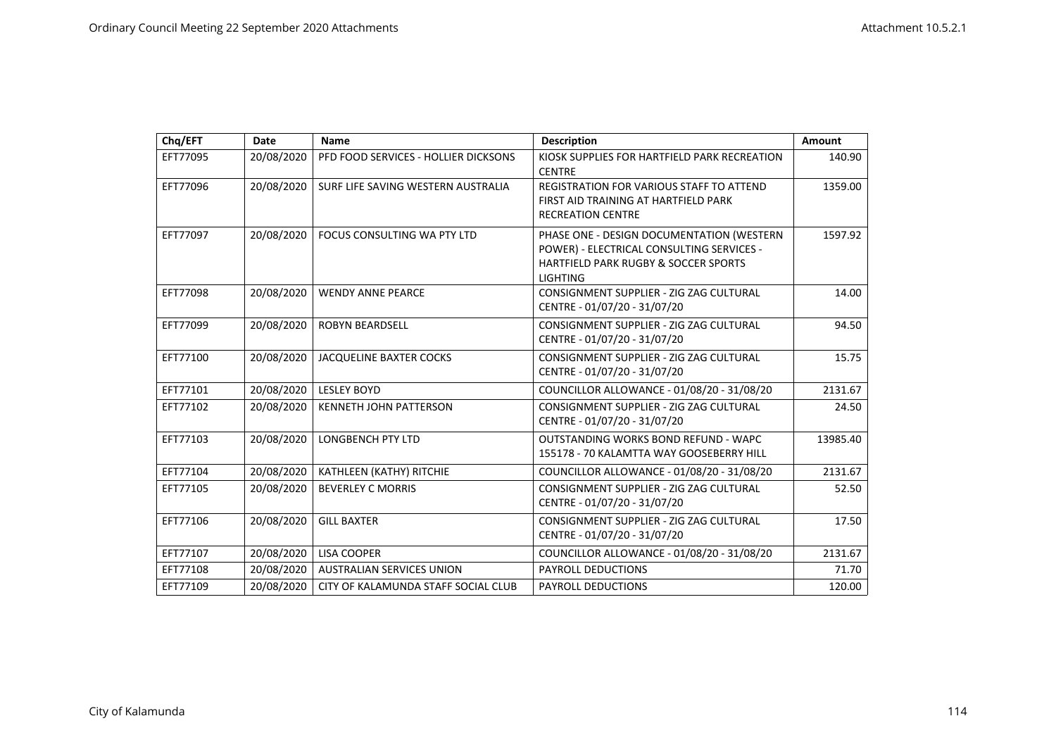| Chq/EFT | Date | Name | Description | Amount |
| --- | --- | --- | --- | --- |
| EFT77095 | 20/08/2020 | PFD FOOD SERVICES - HOLLIER DICKSONS | KIOSK SUPPLIES FOR HARTFIELD PARK RECREATION CENTRE | 140.90 |
| EFT77096 | 20/08/2020 | SURF LIFE SAVING WESTERN AUSTRALIA | REGISTRATION FOR VARIOUS STAFF TO ATTEND FIRST AID TRAINING AT HARTFIELD PARK RECREATION CENTRE | 1359.00 |
| EFT77097 | 20/08/2020 | FOCUS CONSULTING WA PTY LTD | PHASE ONE - DESIGN DOCUMENTATION (WESTERN POWER) - ELECTRICAL CONSULTING SERVICES - HARTFIELD PARK RUGBY & SOCCER SPORTS LIGHTING | 1597.92 |
| EFT77098 | 20/08/2020 | WENDY ANNE PEARCE | CONSIGNMENT SUPPLIER - ZIG ZAG CULTURAL CENTRE - 01/07/20 - 31/07/20 | 14.00 |
| EFT77099 | 20/08/2020 | ROBYN BEARDSELL | CONSIGNMENT SUPPLIER - ZIG ZAG CULTURAL CENTRE - 01/07/20 - 31/07/20 | 94.50 |
| EFT77100 | 20/08/2020 | JACQUELINE BAXTER COCKS | CONSIGNMENT SUPPLIER - ZIG ZAG CULTURAL CENTRE - 01/07/20 - 31/07/20 | 15.75 |
| EFT77101 | 20/08/2020 | LESLEY BOYD | COUNCILLOR ALLOWANCE - 01/08/20 - 31/08/20 | 2131.67 |
| EFT77102 | 20/08/2020 | KENNETH JOHN PATTERSON | CONSIGNMENT SUPPLIER - ZIG ZAG CULTURAL CENTRE - 01/07/20 - 31/07/20 | 24.50 |
| EFT77103 | 20/08/2020 | LONGBENCH PTY LTD | OUTSTANDING WORKS BOND REFUND - WAPC 155178 - 70 KALAMTTA WAY GOOSEBERRY HILL | 13985.40 |
| EFT77104 | 20/08/2020 | KATHLEEN (KATHY) RITCHIE | COUNCILLOR ALLOWANCE - 01/08/20 - 31/08/20 | 2131.67 |
| EFT77105 | 20/08/2020 | BEVERLEY C MORRIS | CONSIGNMENT SUPPLIER - ZIG ZAG CULTURAL CENTRE - 01/07/20 - 31/07/20 | 52.50 |
| EFT77106 | 20/08/2020 | GILL BAXTER | CONSIGNMENT SUPPLIER - ZIG ZAG CULTURAL CENTRE - 01/07/20 - 31/07/20 | 17.50 |
| EFT77107 | 20/08/2020 | LISA COOPER | COUNCILLOR ALLOWANCE - 01/08/20 - 31/08/20 | 2131.67 |
| EFT77108 | 20/08/2020 | AUSTRALIAN SERVICES UNION | PAYROLL DEDUCTIONS | 71.70 |
| EFT77109 | 20/08/2020 | CITY OF KALAMUNDA STAFF SOCIAL CLUB | PAYROLL DEDUCTIONS | 120.00 |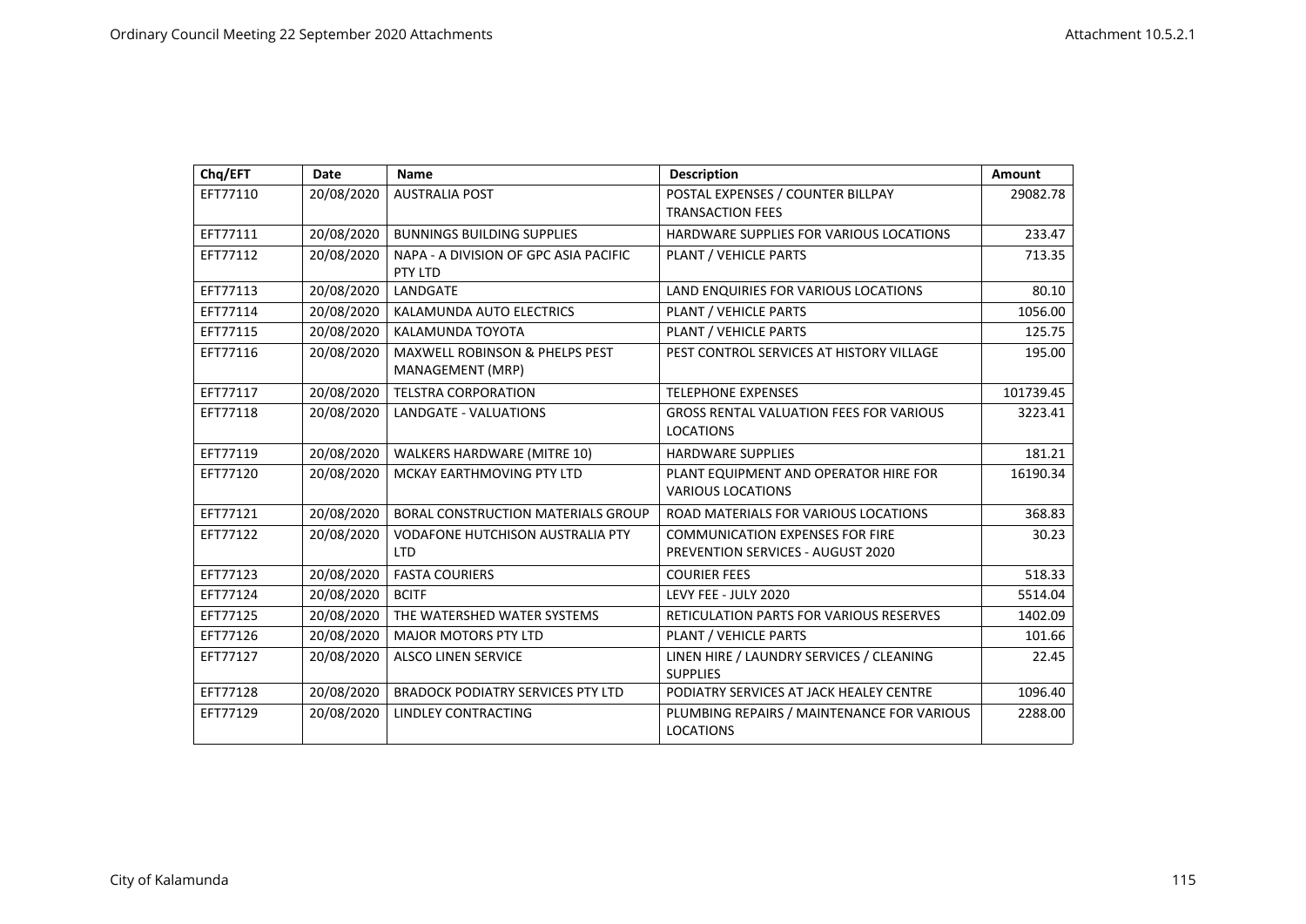| Chq/EFT | Date | Name | Description | Amount |
|---|---|---|---|---|
| EFT77110 | 20/08/2020 | AUSTRALIA POST | POSTAL EXPENSES / COUNTER BILLPAY TRANSACTION FEES | 29082.78 |
| EFT77111 | 20/08/2020 | BUNNINGS BUILDING SUPPLIES | HARDWARE SUPPLIES FOR VARIOUS LOCATIONS | 233.47 |
| EFT77112 | 20/08/2020 | NAPA - A DIVISION OF GPC ASIA PACIFIC PTY LTD | PLANT / VEHICLE PARTS | 713.35 |
| EFT77113 | 20/08/2020 | LANDGATE | LAND ENQUIRIES FOR VARIOUS LOCATIONS | 80.10 |
| EFT77114 | 20/08/2020 | KALAMUNDA AUTO ELECTRICS | PLANT / VEHICLE PARTS | 1056.00 |
| EFT77115 | 20/08/2020 | KALAMUNDA TOYOTA | PLANT / VEHICLE PARTS | 125.75 |
| EFT77116 | 20/08/2020 | MAXWELL ROBINSON & PHELPS PEST MANAGEMENT (MRP) | PEST CONTROL SERVICES AT HISTORY VILLAGE | 195.00 |
| EFT77117 | 20/08/2020 | TELSTRA CORPORATION | TELEPHONE EXPENSES | 101739.45 |
| EFT77118 | 20/08/2020 | LANDGATE - VALUATIONS | GROSS RENTAL VALUATION FEES FOR VARIOUS LOCATIONS | 3223.41 |
| EFT77119 | 20/08/2020 | WALKERS HARDWARE (MITRE 10) | HARDWARE SUPPLIES | 181.21 |
| EFT77120 | 20/08/2020 | MCKAY EARTHMOVING PTY LTD | PLANT EQUIPMENT AND OPERATOR HIRE FOR VARIOUS LOCATIONS | 16190.34 |
| EFT77121 | 20/08/2020 | BORAL CONSTRUCTION MATERIALS GROUP | ROAD MATERIALS FOR VARIOUS LOCATIONS | 368.83 |
| EFT77122 | 20/08/2020 | VODAFONE HUTCHISON AUSTRALIA PTY LTD | COMMUNICATION EXPENSES FOR FIRE PREVENTION SERVICES - AUGUST 2020 | 30.23 |
| EFT77123 | 20/08/2020 | FASTA COURIERS | COURIER FEES | 518.33 |
| EFT77124 | 20/08/2020 | BCITF | LEVY FEE - JULY 2020 | 5514.04 |
| EFT77125 | 20/08/2020 | THE WATERSHED WATER SYSTEMS | RETICULATION PARTS FOR VARIOUS RESERVES | 1402.09 |
| EFT77126 | 20/08/2020 | MAJOR MOTORS PTY LTD | PLANT / VEHICLE PARTS | 101.66 |
| EFT77127 | 20/08/2020 | ALSCO LINEN SERVICE | LINEN HIRE / LAUNDRY SERVICES / CLEANING SUPPLIES | 22.45 |
| EFT77128 | 20/08/2020 | BRADOCK PODIATRY SERVICES PTY LTD | PODIATRY SERVICES AT JACK HEALEY CENTRE | 1096.40 |
| EFT77129 | 20/08/2020 | LINDLEY CONTRACTING | PLUMBING REPAIRS / MAINTENANCE FOR VARIOUS LOCATIONS | 2288.00 |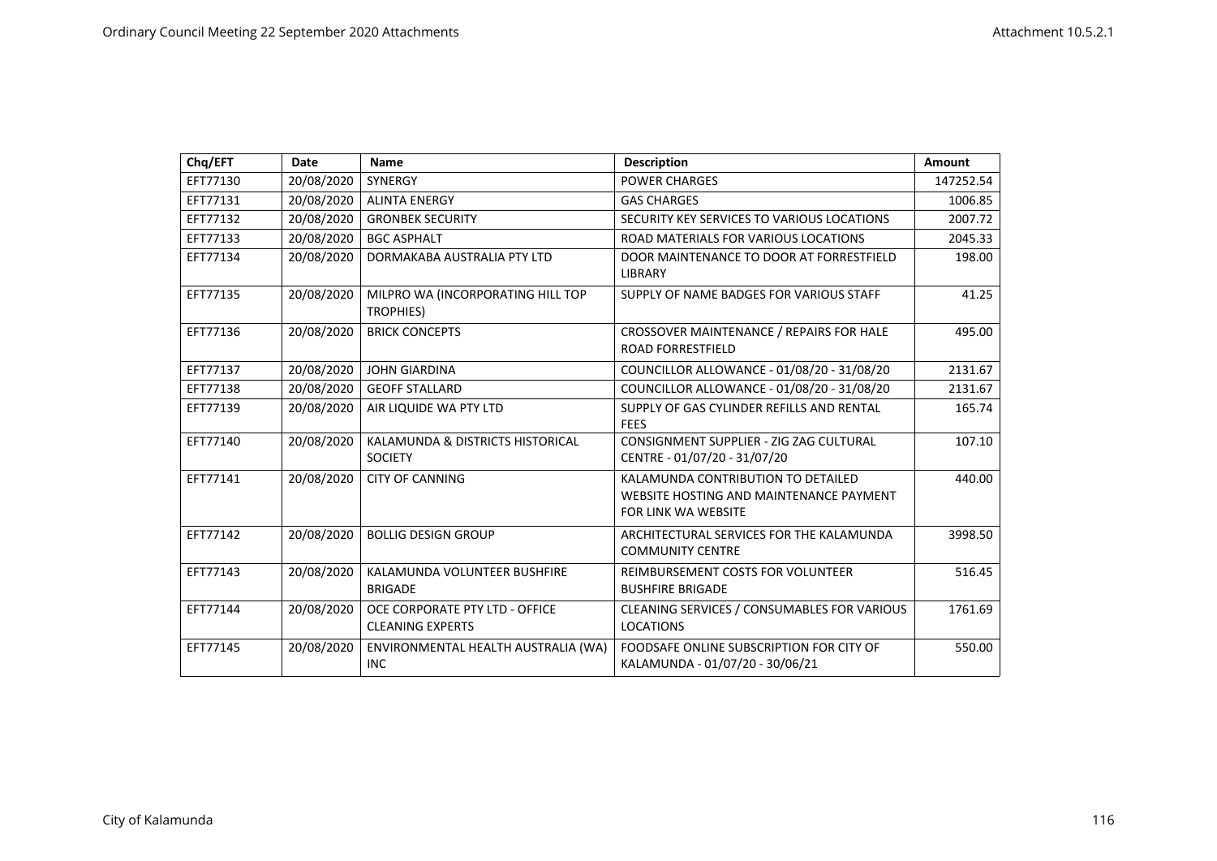| Chq/EFT | Date | Name | Description | Amount |
|---|---|---|---|---|
| EFT77130 | 20/08/2020 | SYNERGY | POWER CHARGES | 147252.54 |
| EFT77131 | 20/08/2020 | ALINTA ENERGY | GAS CHARGES | 1006.85 |
| EFT77132 | 20/08/2020 | GRONBEK SECURITY | SECURITY KEY SERVICES TO VARIOUS LOCATIONS | 2007.72 |
| EFT77133 | 20/08/2020 | BGC ASPHALT | ROAD MATERIALS FOR VARIOUS LOCATIONS | 2045.33 |
| EFT77134 | 20/08/2020 | DORMAKABA AUSTRALIA PTY LTD | DOOR MAINTENANCE TO DOOR AT FORRESTFIELD LIBRARY | 198.00 |
| EFT77135 | 20/08/2020 | MILPRO WA (INCORPORATING HILL TOP TROPHIES) | SUPPLY OF NAME BADGES FOR VARIOUS STAFF | 41.25 |
| EFT77136 | 20/08/2020 | BRICK CONCEPTS | CROSSOVER MAINTENANCE / REPAIRS FOR HALE ROAD FORRESTFIELD | 495.00 |
| EFT77137 | 20/08/2020 | JOHN GIARDINA | COUNCILLOR ALLOWANCE - 01/08/20 - 31/08/20 | 2131.67 |
| EFT77138 | 20/08/2020 | GEOFF STALLARD | COUNCILLOR ALLOWANCE - 01/08/20 - 31/08/20 | 2131.67 |
| EFT77139 | 20/08/2020 | AIR LIQUIDE WA PTY LTD | SUPPLY OF GAS CYLINDER REFILLS AND RENTAL FEES | 165.74 |
| EFT77140 | 20/08/2020 | KALAMUNDA & DISTRICTS HISTORICAL SOCIETY | CONSIGNMENT SUPPLIER - ZIG ZAG CULTURAL CENTRE - 01/07/20 - 31/07/20 | 107.10 |
| EFT77141 | 20/08/2020 | CITY OF CANNING | KALAMUNDA CONTRIBUTION TO DETAILED WEBSITE HOSTING AND MAINTENANCE PAYMENT FOR LINK WA WEBSITE | 440.00 |
| EFT77142 | 20/08/2020 | BOLLIG DESIGN GROUP | ARCHITECTURAL SERVICES FOR THE KALAMUNDA COMMUNITY CENTRE | 3998.50 |
| EFT77143 | 20/08/2020 | KALAMUNDA VOLUNTEER BUSHFIRE BRIGADE | REIMBURSEMENT COSTS FOR VOLUNTEER BUSHFIRE BRIGADE | 516.45 |
| EFT77144 | 20/08/2020 | OCE CORPORATE PTY LTD - OFFICE CLEANING EXPERTS | CLEANING SERVICES / CONSUMABLES FOR VARIOUS LOCATIONS | 1761.69 |
| EFT77145 | 20/08/2020 | ENVIRONMENTAL HEALTH AUSTRALIA (WA) INC | FOODSAFE ONLINE SUBSCRIPTION FOR CITY OF KALAMUNDA - 01/07/20 - 30/06/21 | 550.00 |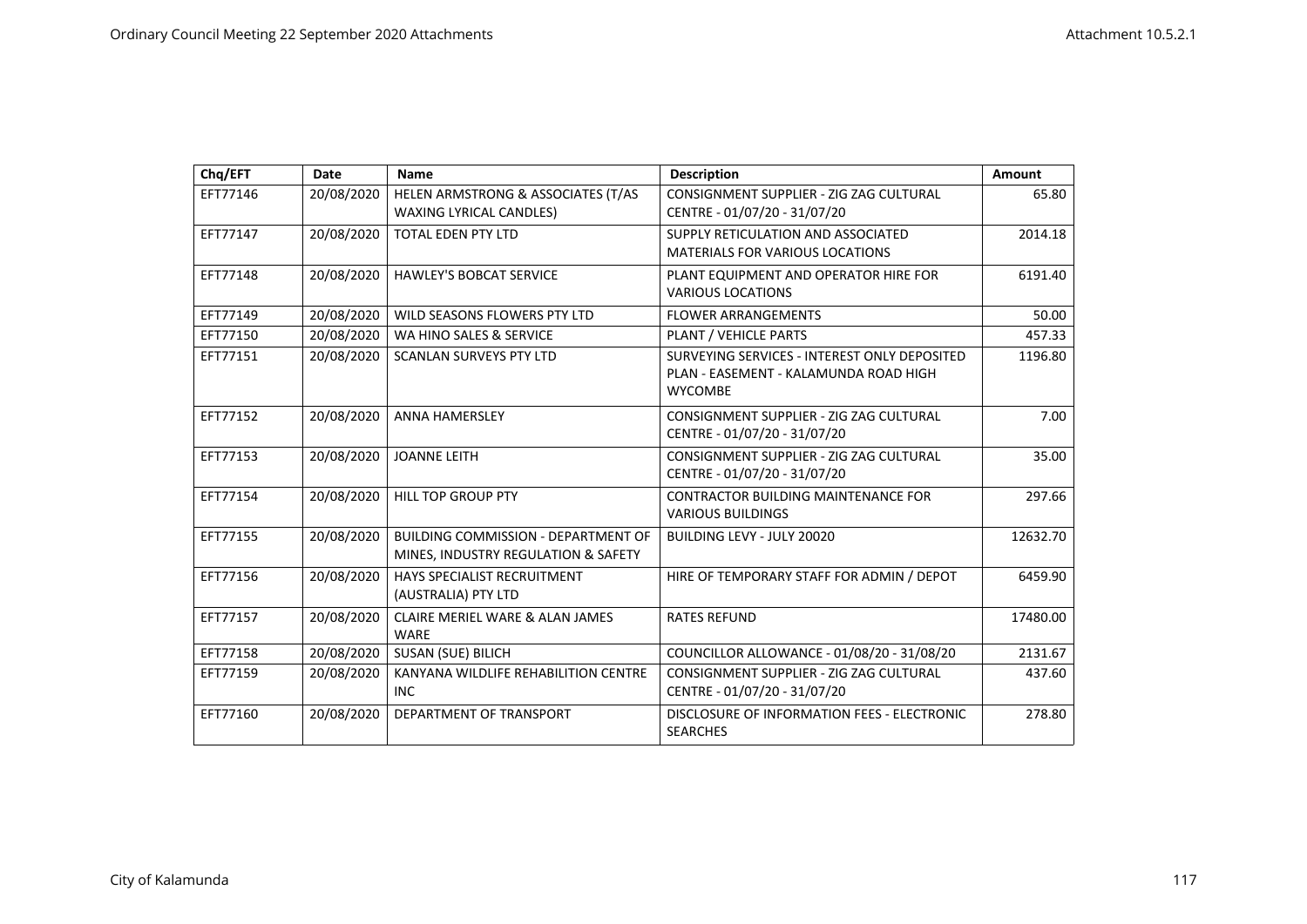| Chq/EFT | Date | Name | Description | Amount |
|---|---|---|---|---|
| EFT77146 | 20/08/2020 | HELEN ARMSTRONG & ASSOCIATES (T/AS WAXING LYRICAL CANDLES) | CONSIGNMENT SUPPLIER - ZIG ZAG CULTURAL CENTRE - 01/07/20 - 31/07/20 | 65.80 |
| EFT77147 | 20/08/2020 | TOTAL EDEN PTY LTD | SUPPLY RETICULATION AND ASSOCIATED MATERIALS FOR VARIOUS LOCATIONS | 2014.18 |
| EFT77148 | 20/08/2020 | HAWLEY'S BOBCAT SERVICE | PLANT EQUIPMENT AND OPERATOR HIRE FOR VARIOUS LOCATIONS | 6191.40 |
| EFT77149 | 20/08/2020 | WILD SEASONS FLOWERS PTY LTD | FLOWER ARRANGEMENTS | 50.00 |
| EFT77150 | 20/08/2020 | WA HINO SALES & SERVICE | PLANT / VEHICLE PARTS | 457.33 |
| EFT77151 | 20/08/2020 | SCANLAN SURVEYS PTY LTD | SURVEYING SERVICES - INTEREST ONLY DEPOSITED PLAN - EASEMENT - KALAMUNDA ROAD HIGH WYCOMBE | 1196.80 |
| EFT77152 | 20/08/2020 | ANNA HAMERSLEY | CONSIGNMENT SUPPLIER - ZIG ZAG CULTURAL CENTRE - 01/07/20 - 31/07/20 | 7.00 |
| EFT77153 | 20/08/2020 | JOANNE LEITH | CONSIGNMENT SUPPLIER - ZIG ZAG CULTURAL CENTRE - 01/07/20 - 31/07/20 | 35.00 |
| EFT77154 | 20/08/2020 | HILL TOP GROUP PTY | CONTRACTOR BUILDING MAINTENANCE FOR VARIOUS BUILDINGS | 297.66 |
| EFT77155 | 20/08/2020 | BUILDING COMMISSION - DEPARTMENT OF MINES, INDUSTRY REGULATION & SAFETY | BUILDING LEVY - JULY 20020 | 12632.70 |
| EFT77156 | 20/08/2020 | HAYS SPECIALIST RECRUITMENT (AUSTRALIA) PTY LTD | HIRE OF TEMPORARY STAFF FOR ADMIN / DEPOT | 6459.90 |
| EFT77157 | 20/08/2020 | CLAIRE MERIEL WARE & ALAN JAMES WARE | RATES REFUND | 17480.00 |
| EFT77158 | 20/08/2020 | SUSAN (SUE) BILICH | COUNCILLOR ALLOWANCE - 01/08/20 - 31/08/20 | 2131.67 |
| EFT77159 | 20/08/2020 | KANYANA WILDLIFE REHABILITION CENTRE INC | CONSIGNMENT SUPPLIER - ZIG ZAG CULTURAL CENTRE - 01/07/20 - 31/07/20 | 437.60 |
| EFT77160 | 20/08/2020 | DEPARTMENT OF TRANSPORT | DISCLOSURE OF INFORMATION FEES - ELECTRONIC SEARCHES | 278.80 |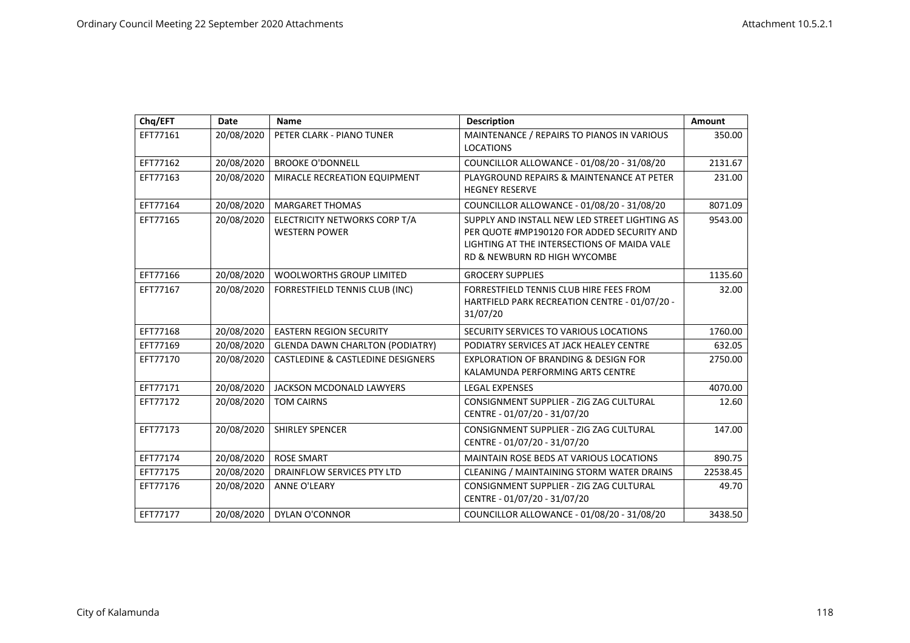| Chq/EFT | Date | Name | Description | Amount |
|---|---|---|---|---|
| EFT77161 | 20/08/2020 | PETER CLARK - PIANO TUNER | MAINTENANCE / REPAIRS TO PIANOS IN VARIOUS LOCATIONS | 350.00 |
| EFT77162 | 20/08/2020 | BROOKE O'DONNELL | COUNCILLOR ALLOWANCE - 01/08/20 - 31/08/20 | 2131.67 |
| EFT77163 | 20/08/2020 | MIRACLE RECREATION EQUIPMENT | PLAYGROUND REPAIRS & MAINTENANCE AT PETER HEGNEY RESERVE | 231.00 |
| EFT77164 | 20/08/2020 | MARGARET THOMAS | COUNCILLOR ALLOWANCE - 01/08/20 - 31/08/20 | 8071.09 |
| EFT77165 | 20/08/2020 | ELECTRICITY NETWORKS CORP T/A WESTERN POWER | SUPPLY AND INSTALL NEW LED STREET LIGHTING AS PER QUOTE #MP190120 FOR ADDED SECURITY AND LIGHTING AT THE INTERSECTIONS OF MAIDA VALE RD & NEWBURN RD HIGH WYCOMBE | 9543.00 |
| EFT77166 | 20/08/2020 | WOOLWORTHS GROUP LIMITED | GROCERY SUPPLIES | 1135.60 |
| EFT77167 | 20/08/2020 | FORRESTFIELD TENNIS CLUB (INC) | FORRESTFIELD TENNIS CLUB HIRE FEES FROM HARTFIELD PARK RECREATION CENTRE - 01/07/20 - 31/07/20 | 32.00 |
| EFT77168 | 20/08/2020 | EASTERN REGION SECURITY | SECURITY SERVICES TO VARIOUS LOCATIONS | 1760.00 |
| EFT77169 | 20/08/2020 | GLENDA DAWN CHARLTON (PODIATRY) | PODIATRY SERVICES AT JACK HEALEY CENTRE | 632.05 |
| EFT77170 | 20/08/2020 | CASTLEDINE & CASTLEDINE DESIGNERS | EXPLORATION OF BRANDING & DESIGN FOR KALAMUNDA PERFORMING ARTS CENTRE | 2750.00 |
| EFT77171 | 20/08/2020 | JACKSON MCDONALD LAWYERS | LEGAL EXPENSES | 4070.00 |
| EFT77172 | 20/08/2020 | TOM CAIRNS | CONSIGNMENT SUPPLIER - ZIG ZAG CULTURAL CENTRE - 01/07/20 - 31/07/20 | 12.60 |
| EFT77173 | 20/08/2020 | SHIRLEY SPENCER | CONSIGNMENT SUPPLIER - ZIG ZAG CULTURAL CENTRE - 01/07/20 - 31/07/20 | 147.00 |
| EFT77174 | 20/08/2020 | ROSE SMART | MAINTAIN ROSE BEDS AT VARIOUS LOCATIONS | 890.75 |
| EFT77175 | 20/08/2020 | DRAINFLOW SERVICES PTY LTD | CLEANING / MAINTAINING STORM WATER DRAINS | 22538.45 |
| EFT77176 | 20/08/2020 | ANNE O'LEARY | CONSIGNMENT SUPPLIER - ZIG ZAG CULTURAL CENTRE - 01/07/20 - 31/07/20 | 49.70 |
| EFT77177 | 20/08/2020 | DYLAN O'CONNOR | COUNCILLOR ALLOWANCE - 01/08/20 - 31/08/20 | 3438.50 |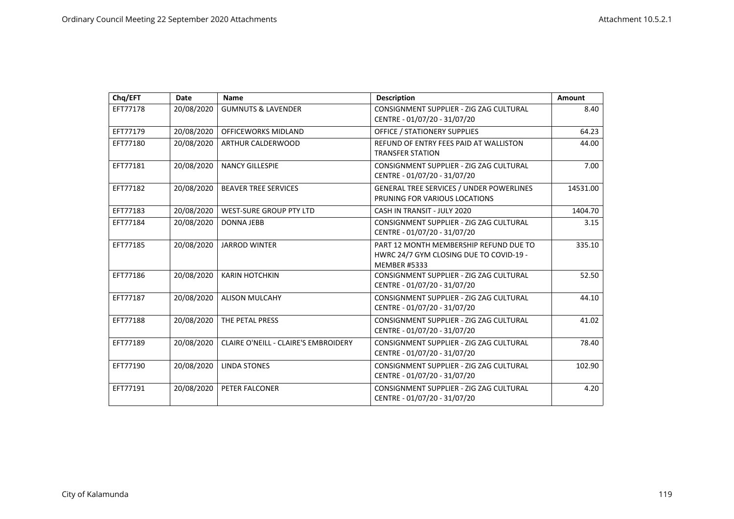| Chq/EFT | Date | Name | Description | Amount |
| --- | --- | --- | --- | --- |
| EFT77178 | 20/08/2020 | GUMNUTS & LAVENDER | CONSIGNMENT SUPPLIER - ZIG ZAG CULTURAL CENTRE - 01/07/20 - 31/07/20 | 8.40 |
| EFT77179 | 20/08/2020 | OFFICEWORKS MIDLAND | OFFICE / STATIONERY SUPPLIES | 64.23 |
| EFT77180 | 20/08/2020 | ARTHUR CALDERWOOD | REFUND OF ENTRY FEES PAID AT WALLISTON TRANSFER STATION | 44.00 |
| EFT77181 | 20/08/2020 | NANCY GILLESPIE | CONSIGNMENT SUPPLIER - ZIG ZAG CULTURAL CENTRE - 01/07/20 - 31/07/20 | 7.00 |
| EFT77182 | 20/08/2020 | BEAVER TREE SERVICES | GENERAL TREE SERVICES / UNDER POWERLINES PRUNING FOR VARIOUS LOCATIONS | 14531.00 |
| EFT77183 | 20/08/2020 | WEST-SURE GROUP PTY LTD | CASH IN TRANSIT - JULY 2020 | 1404.70 |
| EFT77184 | 20/08/2020 | DONNA JEBB | CONSIGNMENT SUPPLIER - ZIG ZAG CULTURAL CENTRE - 01/07/20 - 31/07/20 | 3.15 |
| EFT77185 | 20/08/2020 | JARROD WINTER | PART 12 MONTH MEMBERSHIP REFUND DUE TO HWRC 24/7 GYM CLOSING DUE TO COVID-19 - MEMBER #5333 | 335.10 |
| EFT77186 | 20/08/2020 | KARIN HOTCHKIN | CONSIGNMENT SUPPLIER - ZIG ZAG CULTURAL CENTRE - 01/07/20 - 31/07/20 | 52.50 |
| EFT77187 | 20/08/2020 | ALISON MULCAHY | CONSIGNMENT SUPPLIER - ZIG ZAG CULTURAL CENTRE - 01/07/20 - 31/07/20 | 44.10 |
| EFT77188 | 20/08/2020 | THE PETAL PRESS | CONSIGNMENT SUPPLIER - ZIG ZAG CULTURAL CENTRE - 01/07/20 - 31/07/20 | 41.02 |
| EFT77189 | 20/08/2020 | CLAIRE O'NEILL - CLAIRE'S EMBROIDERY | CONSIGNMENT SUPPLIER - ZIG ZAG CULTURAL CENTRE - 01/07/20 - 31/07/20 | 78.40 |
| EFT77190 | 20/08/2020 | LINDA STONES | CONSIGNMENT SUPPLIER - ZIG ZAG CULTURAL CENTRE - 01/07/20 - 31/07/20 | 102.90 |
| EFT77191 | 20/08/2020 | PETER FALCONER | CONSIGNMENT SUPPLIER - ZIG ZAG CULTURAL CENTRE - 01/07/20 - 31/07/20 | 4.20 |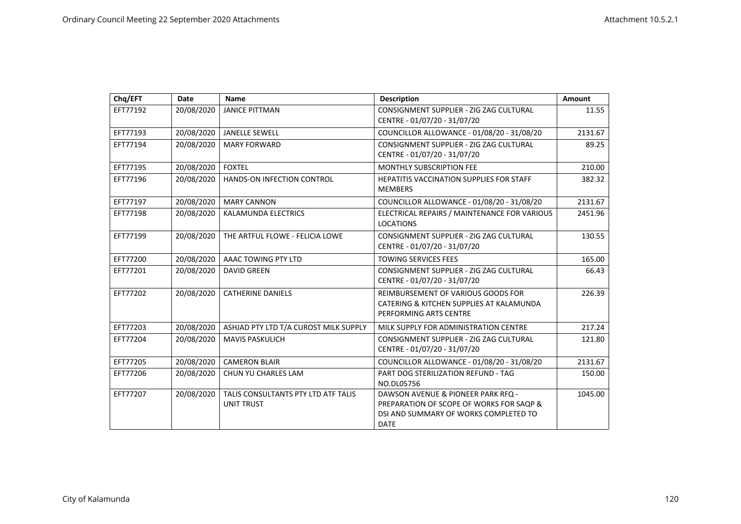| Chq/EFT | Date | Name | Description | Amount |
|---|---|---|---|---|
| EFT77192 | 20/08/2020 | JANICE PITTMAN | CONSIGNMENT SUPPLIER - ZIG ZAG CULTURAL CENTRE - 01/07/20 - 31/07/20 | 11.55 |
| EFT77193 | 20/08/2020 | JANELLE SEWELL | COUNCILLOR ALLOWANCE - 01/08/20 - 31/08/20 | 2131.67 |
| EFT77194 | 20/08/2020 | MARY FORWARD | CONSIGNMENT SUPPLIER - ZIG ZAG CULTURAL CENTRE - 01/07/20 - 31/07/20 | 89.25 |
| EFT77195 | 20/08/2020 | FOXTEL | MONTHLY SUBSCRIPTION FEE | 210.00 |
| EFT77196 | 20/08/2020 | HANDS-ON INFECTION CONTROL | HEPATITIS VACCINATION SUPPLIES FOR STAFF MEMBERS | 382.32 |
| EFT77197 | 20/08/2020 | MARY CANNON | COUNCILLOR ALLOWANCE - 01/08/20 - 31/08/20 | 2131.67 |
| EFT77198 | 20/08/2020 | KALAMUNDA ELECTRICS | ELECTRICAL REPAIRS / MAINTENANCE FOR VARIOUS LOCATIONS | 2451.96 |
| EFT77199 | 20/08/2020 | THE ARTFUL FLOWE - FELICIA LOWE | CONSIGNMENT SUPPLIER - ZIG ZAG CULTURAL CENTRE - 01/07/20 - 31/07/20 | 130.55 |
| EFT77200 | 20/08/2020 | AAAC TOWING PTY LTD | TOWING SERVICES FEES | 165.00 |
| EFT77201 | 20/08/2020 | DAVID GREEN | CONSIGNMENT SUPPLIER - ZIG ZAG CULTURAL CENTRE - 01/07/20 - 31/07/20 | 66.43 |
| EFT77202 | 20/08/2020 | CATHERINE DANIELS | REIMBURSEMENT OF VARIOUS GOODS FOR CATERING & KITCHEN SUPPLIES AT KALAMUNDA PERFORMING ARTS CENTRE | 226.39 |
| EFT77203 | 20/08/2020 | ASHJAD PTY LTD T/A CUROST MILK SUPPLY | MILK SUPPLY FOR ADMINISTRATION CENTRE | 217.24 |
| EFT77204 | 20/08/2020 | MAVIS PASKULICH | CONSIGNMENT SUPPLIER - ZIG ZAG CULTURAL CENTRE - 01/07/20 - 31/07/20 | 121.80 |
| EFT77205 | 20/08/2020 | CAMERON BLAIR | COUNCILLOR ALLOWANCE - 01/08/20 - 31/08/20 | 2131.67 |
| EFT77206 | 20/08/2020 | CHUN YU CHARLES LAM | PART DOG STERILIZATION REFUND - TAG NO.DL05756 | 150.00 |
| EFT77207 | 20/08/2020 | TALIS CONSULTANTS PTY LTD ATF TALIS UNIT TRUST | DAWSON AVENUE & PIONEER PARK RFQ - PREPARATION OF SCOPE OF WORKS FOR SAQP & DSI AND SUMMARY OF WORKS COMPLETED TO DATE | 1045.00 |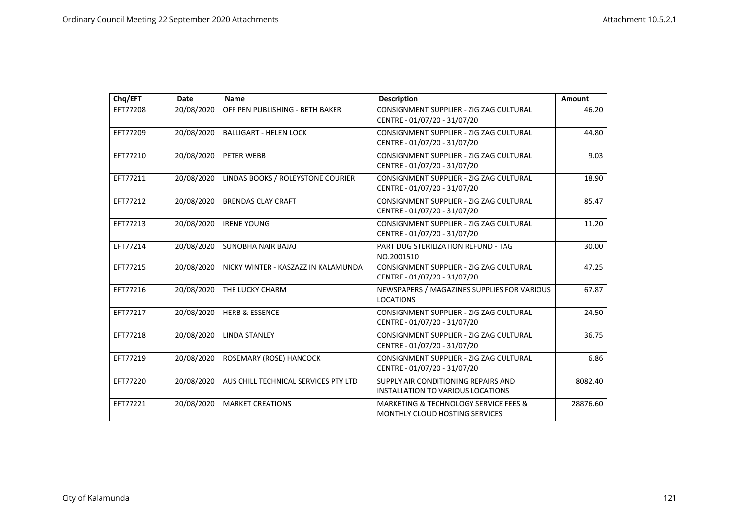| Chq/EFT | Date | Name | Description | Amount |
|---|---|---|---|---|
| EFT77208 | 20/08/2020 | OFF PEN PUBLISHING - BETH BAKER | CONSIGNMENT SUPPLIER - ZIG ZAG CULTURAL CENTRE - 01/07/20 - 31/07/20 | 46.20 |
| EFT77209 | 20/08/2020 | BALLIGART - HELEN LOCK | CONSIGNMENT SUPPLIER - ZIG ZAG CULTURAL CENTRE - 01/07/20 - 31/07/20 | 44.80 |
| EFT77210 | 20/08/2020 | PETER WEBB | CONSIGNMENT SUPPLIER - ZIG ZAG CULTURAL CENTRE - 01/07/20 - 31/07/20 | 9.03 |
| EFT77211 | 20/08/2020 | LINDAS BOOKS / ROLEYSTONE COURIER | CONSIGNMENT SUPPLIER - ZIG ZAG CULTURAL CENTRE - 01/07/20 - 31/07/20 | 18.90 |
| EFT77212 | 20/08/2020 | BRENDAS CLAY CRAFT | CONSIGNMENT SUPPLIER - ZIG ZAG CULTURAL CENTRE - 01/07/20 - 31/07/20 | 85.47 |
| EFT77213 | 20/08/2020 | IRENE YOUNG | CONSIGNMENT SUPPLIER - ZIG ZAG CULTURAL CENTRE - 01/07/20 - 31/07/20 | 11.20 |
| EFT77214 | 20/08/2020 | SUNOBHA NAIR BAJAJ | PART DOG STERILIZATION REFUND - TAG NO.2001510 | 30.00 |
| EFT77215 | 20/08/2020 | NICKY WINTER - KASZAZZ IN KALAMUNDA | CONSIGNMENT SUPPLIER - ZIG ZAG CULTURAL CENTRE - 01/07/20 - 31/07/20 | 47.25 |
| EFT77216 | 20/08/2020 | THE LUCKY CHARM | NEWSPAPERS / MAGAZINES SUPPLIES FOR VARIOUS LOCATIONS | 67.87 |
| EFT77217 | 20/08/2020 | HERB & ESSENCE | CONSIGNMENT SUPPLIER - ZIG ZAG CULTURAL CENTRE - 01/07/20 - 31/07/20 | 24.50 |
| EFT77218 | 20/08/2020 | LINDA STANLEY | CONSIGNMENT SUPPLIER - ZIG ZAG CULTURAL CENTRE - 01/07/20 - 31/07/20 | 36.75 |
| EFT77219 | 20/08/2020 | ROSEMARY (ROSE) HANCOCK | CONSIGNMENT SUPPLIER - ZIG ZAG CULTURAL CENTRE - 01/07/20 - 31/07/20 | 6.86 |
| EFT77220 | 20/08/2020 | AUS CHILL TECHNICAL SERVICES PTY LTD | SUPPLY AIR CONDITIONING REPAIRS AND INSTALLATION TO VARIOUS LOCATIONS | 8082.40 |
| EFT77221 | 20/08/2020 | MARKET CREATIONS | MARKETING & TECHNOLOGY SERVICE FEES & MONTHLY CLOUD HOSTING SERVICES | 28876.60 |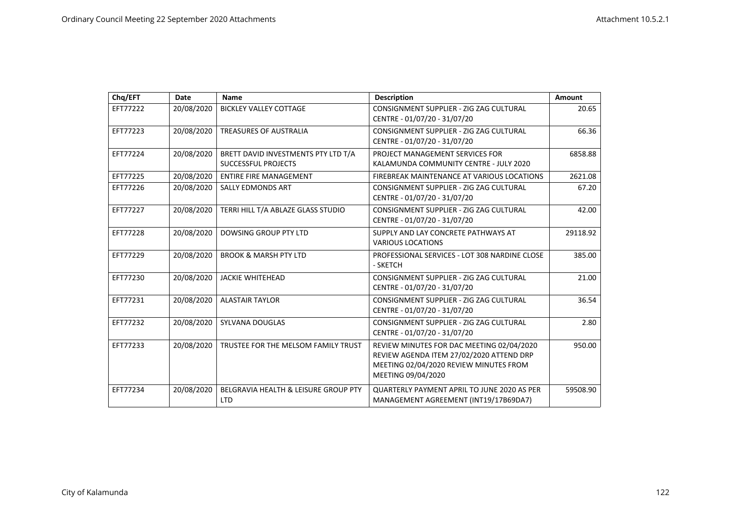| Chq/EFT | Date | Name | Description | Amount |
|---|---|---|---|---|
| EFT77222 | 20/08/2020 | BICKLEY VALLEY COTTAGE | CONSIGNMENT SUPPLIER - ZIG ZAG CULTURAL CENTRE - 01/07/20 - 31/07/20 | 20.65 |
| EFT77223 | 20/08/2020 | TREASURES OF AUSTRALIA | CONSIGNMENT SUPPLIER - ZIG ZAG CULTURAL CENTRE - 01/07/20 - 31/07/20 | 66.36 |
| EFT77224 | 20/08/2020 | BRETT DAVID INVESTMENTS PTY LTD T/A SUCCESSFUL PROJECTS | PROJECT MANAGEMENT SERVICES FOR KALAMUNDA COMMUNITY CENTRE - JULY 2020 | 6858.88 |
| EFT77225 | 20/08/2020 | ENTIRE FIRE MANAGEMENT | FIREBREAK MAINTENANCE AT VARIOUS LOCATIONS | 2621.08 |
| EFT77226 | 20/08/2020 | SALLY EDMONDS ART | CONSIGNMENT SUPPLIER - ZIG ZAG CULTURAL CENTRE - 01/07/20 - 31/07/20 | 67.20 |
| EFT77227 | 20/08/2020 | TERRI HILL T/A ABLAZE GLASS STUDIO | CONSIGNMENT SUPPLIER - ZIG ZAG CULTURAL CENTRE - 01/07/20 - 31/07/20 | 42.00 |
| EFT77228 | 20/08/2020 | DOWSING GROUP PTY LTD | SUPPLY AND LAY CONCRETE PATHWAYS AT VARIOUS LOCATIONS | 29118.92 |
| EFT77229 | 20/08/2020 | BROOK & MARSH PTY LTD | PROFESSIONAL SERVICES - LOT 308 NARDINE CLOSE - SKETCH | 385.00 |
| EFT77230 | 20/08/2020 | JACKIE WHITEHEAD | CONSIGNMENT SUPPLIER - ZIG ZAG CULTURAL CENTRE - 01/07/20 - 31/07/20 | 21.00 |
| EFT77231 | 20/08/2020 | ALASTAIR TAYLOR | CONSIGNMENT SUPPLIER - ZIG ZAG CULTURAL CENTRE - 01/07/20 - 31/07/20 | 36.54 |
| EFT77232 | 20/08/2020 | SYLVANA DOUGLAS | CONSIGNMENT SUPPLIER - ZIG ZAG CULTURAL CENTRE - 01/07/20 - 31/07/20 | 2.80 |
| EFT77233 | 20/08/2020 | TRUSTEE FOR THE MELSOM FAMILY TRUST | REVIEW MINUTES FOR DAC MEETING 02/04/2020 REVIEW AGENDA ITEM 27/02/2020 ATTEND DRP MEETING 02/04/2020 REVIEW MINUTES FROM MEETING 09/04/2020 | 950.00 |
| EFT77234 | 20/08/2020 | BELGRAVIA HEALTH & LEISURE GROUP PTY LTD | QUARTERLY PAYMENT APRIL TO JUNE 2020 AS PER MANAGEMENT AGREEMENT (INT19/17B69DA7) | 59508.90 |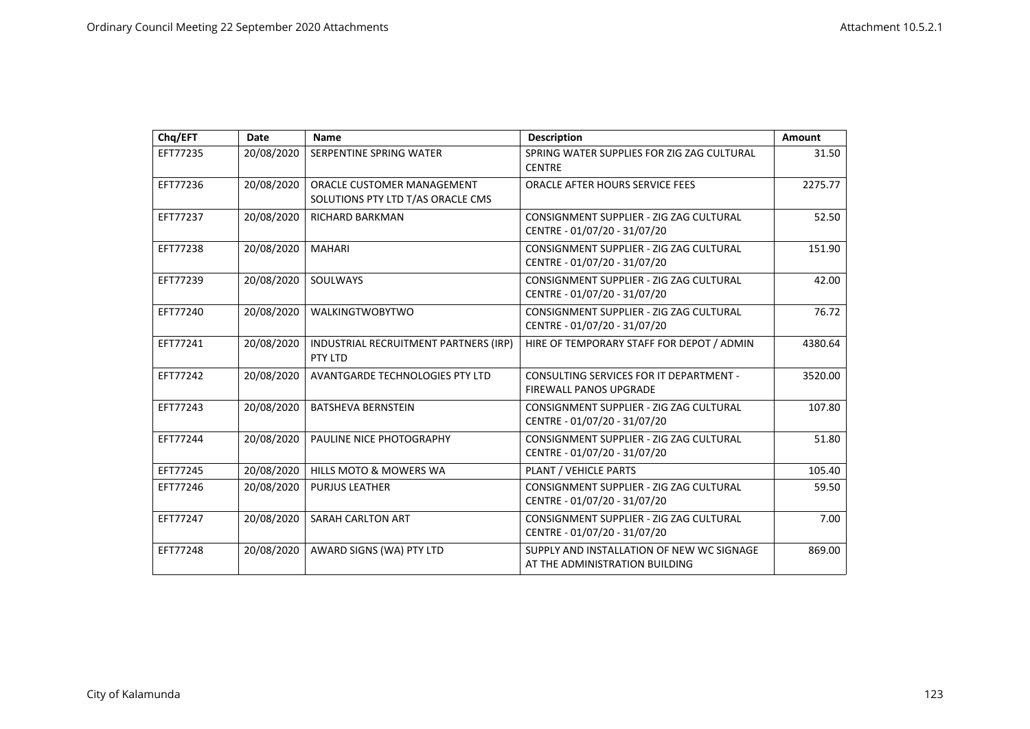| Chq/EFT | Date | Name | Description | Amount |
|---|---|---|---|---|
| EFT77235 | 20/08/2020 | SERPENTINE SPRING WATER | SPRING WATER SUPPLIES FOR ZIG ZAG CULTURAL CENTRE | 31.50 |
| EFT77236 | 20/08/2020 | ORACLE CUSTOMER MANAGEMENT SOLUTIONS PTY LTD T/AS ORACLE CMS | ORACLE AFTER HOURS SERVICE FEES | 2275.77 |
| EFT77237 | 20/08/2020 | RICHARD BARKMAN | CONSIGNMENT SUPPLIER - ZIG ZAG CULTURAL CENTRE - 01/07/20 - 31/07/20 | 52.50 |
| EFT77238 | 20/08/2020 | MAHARI | CONSIGNMENT SUPPLIER - ZIG ZAG CULTURAL CENTRE - 01/07/20 - 31/07/20 | 151.90 |
| EFT77239 | 20/08/2020 | SOULWAYS | CONSIGNMENT SUPPLIER - ZIG ZAG CULTURAL CENTRE - 01/07/20 - 31/07/20 | 42.00 |
| EFT77240 | 20/08/2020 | WALKINGTWOBYTWO | CONSIGNMENT SUPPLIER - ZIG ZAG CULTURAL CENTRE - 01/07/20 - 31/07/20 | 76.72 |
| EFT77241 | 20/08/2020 | INDUSTRIAL RECRUITMENT PARTNERS (IRP) PTY LTD | HIRE OF TEMPORARY STAFF FOR DEPOT / ADMIN | 4380.64 |
| EFT77242 | 20/08/2020 | AVANTGARDE TECHNOLOGIES PTY LTD | CONSULTING SERVICES FOR IT DEPARTMENT - FIREWALL PANOS UPGRADE | 3520.00 |
| EFT77243 | 20/08/2020 | BATSHEVA BERNSTEIN | CONSIGNMENT SUPPLIER - ZIG ZAG CULTURAL CENTRE - 01/07/20 - 31/07/20 | 107.80 |
| EFT77244 | 20/08/2020 | PAULINE NICE PHOTOGRAPHY | CONSIGNMENT SUPPLIER - ZIG ZAG CULTURAL CENTRE - 01/07/20 - 31/07/20 | 51.80 |
| EFT77245 | 20/08/2020 | HILLS MOTO & MOWERS WA | PLANT / VEHICLE PARTS | 105.40 |
| EFT77246 | 20/08/2020 | PURJUS LEATHER | CONSIGNMENT SUPPLIER - ZIG ZAG CULTURAL CENTRE - 01/07/20 - 31/07/20 | 59.50 |
| EFT77247 | 20/08/2020 | SARAH CARLTON ART | CONSIGNMENT SUPPLIER - ZIG ZAG CULTURAL CENTRE - 01/07/20 - 31/07/20 | 7.00 |
| EFT77248 | 20/08/2020 | AWARD SIGNS (WA) PTY LTD | SUPPLY AND INSTALLATION OF NEW WC SIGNAGE AT THE ADMINISTRATION BUILDING | 869.00 |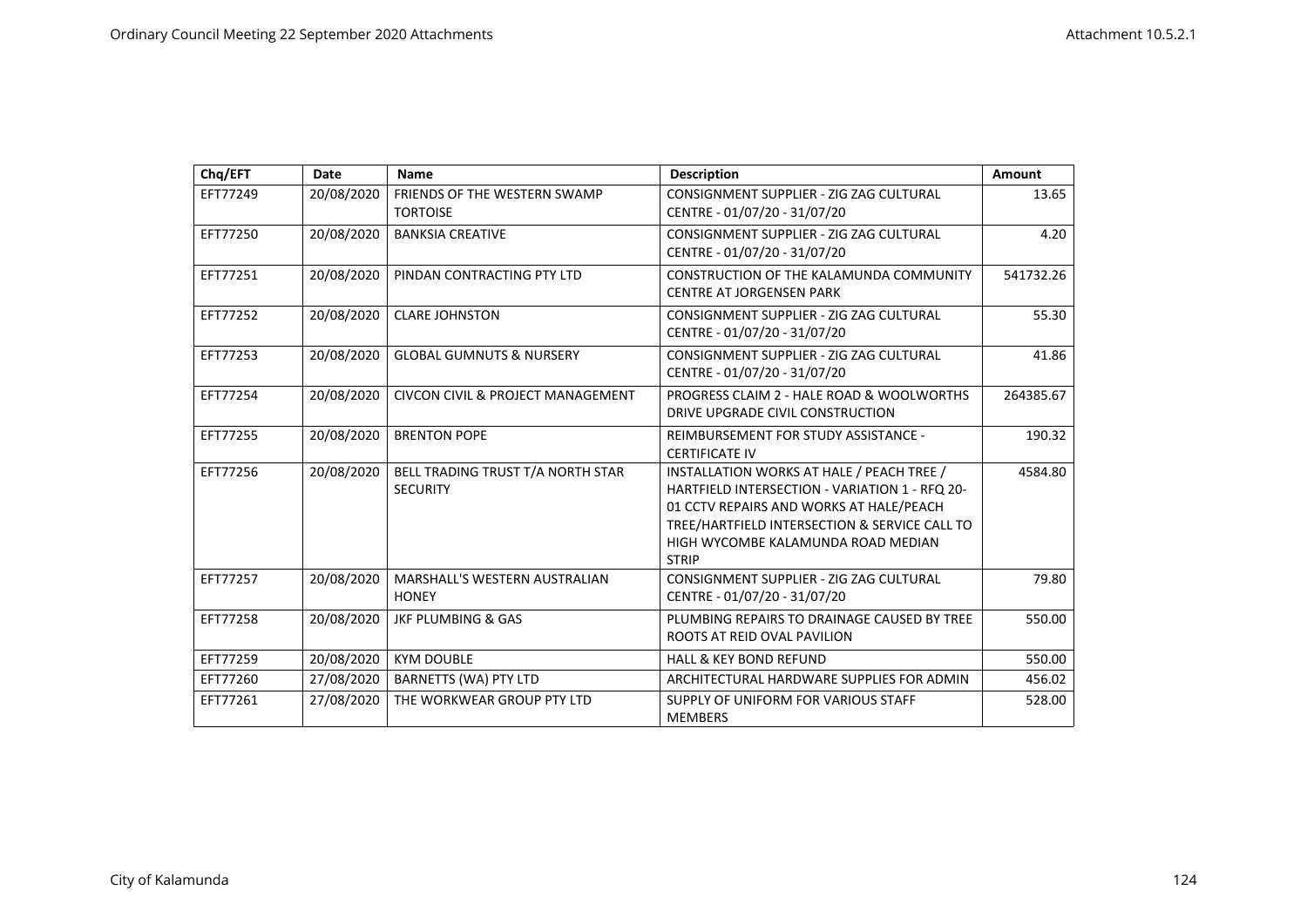| Chq/EFT | Date | Name | Description | Amount |
|---|---|---|---|---|
| EFT77249 | 20/08/2020 | FRIENDS OF THE WESTERN SWAMP TORTOISE | CONSIGNMENT SUPPLIER - ZIG ZAG CULTURAL CENTRE - 01/07/20 - 31/07/20 | 13.65 |
| EFT77250 | 20/08/2020 | BANKSIA CREATIVE | CONSIGNMENT SUPPLIER - ZIG ZAG CULTURAL CENTRE - 01/07/20 - 31/07/20 | 4.20 |
| EFT77251 | 20/08/2020 | PINDAN CONTRACTING PTY LTD | CONSTRUCTION OF THE KALAMUNDA COMMUNITY CENTRE AT JORGENSEN PARK | 541732.26 |
| EFT77252 | 20/08/2020 | CLARE JOHNSTON | CONSIGNMENT SUPPLIER - ZIG ZAG CULTURAL CENTRE - 01/07/20 - 31/07/20 | 55.30 |
| EFT77253 | 20/08/2020 | GLOBAL GUMNUTS & NURSERY | CONSIGNMENT SUPPLIER - ZIG ZAG CULTURAL CENTRE - 01/07/20 - 31/07/20 | 41.86 |
| EFT77254 | 20/08/2020 | CIVCON CIVIL & PROJECT MANAGEMENT | PROGRESS CLAIM 2 - HALE ROAD & WOOLWORTHS DRIVE UPGRADE CIVIL CONSTRUCTION | 264385.67 |
| EFT77255 | 20/08/2020 | BRENTON POPE | REIMBURSEMENT FOR STUDY ASSISTANCE - CERTIFICATE IV | 190.32 |
| EFT77256 | 20/08/2020 | BELL TRADING TRUST T/A NORTH STAR SECURITY | INSTALLATION WORKS AT HALE / PEACH TREE / HARTFIELD INTERSECTION - VARIATION 1 - RFQ 20-01 CCTV REPAIRS AND WORKS AT HALE/PEACH TREE/HARTFIELD INTERSECTION & SERVICE CALL TO HIGH WYCOMBE KALAMUNDA ROAD MEDIAN STRIP | 4584.80 |
| EFT77257 | 20/08/2020 | MARSHALL'S WESTERN AUSTRALIAN HONEY | CONSIGNMENT SUPPLIER - ZIG ZAG CULTURAL CENTRE - 01/07/20 - 31/07/20 | 79.80 |
| EFT77258 | 20/08/2020 | JKF PLUMBING & GAS | PLUMBING REPAIRS TO DRAINAGE CAUSED BY TREE ROOTS AT REID OVAL PAVILION | 550.00 |
| EFT77259 | 20/08/2020 | KYM DOUBLE | HALL & KEY BOND REFUND | 550.00 |
| EFT77260 | 27/08/2020 | BARNETTS (WA) PTY LTD | ARCHITECTURAL HARDWARE SUPPLIES FOR ADMIN | 456.02 |
| EFT77261 | 27/08/2020 | THE WORKWEAR GROUP PTY LTD | SUPPLY OF UNIFORM FOR VARIOUS STAFF MEMBERS | 528.00 |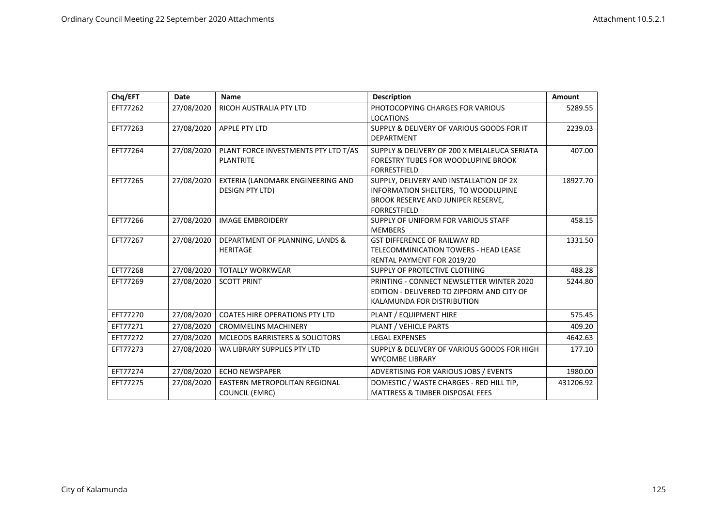| Chq/EFT | Date | Name | Description | Amount |
|---|---|---|---|---|
| EFT77262 | 27/08/2020 | RICOH AUSTRALIA PTY LTD | PHOTOCOPYING CHARGES FOR VARIOUS LOCATIONS | 5289.55 |
| EFT77263 | 27/08/2020 | APPLE PTY LTD | SUPPLY & DELIVERY OF VARIOUS GOODS FOR IT DEPARTMENT | 2239.03 |
| EFT77264 | 27/08/2020 | PLANT FORCE INVESTMENTS PTY LTD T/AS PLANTRITE | SUPPLY & DELIVERY OF 200 X MELALEUCA SERIATA FORESTRY TUBES FOR WOODLUPINE BROOK FORRESTFIELD | 407.00 |
| EFT77265 | 27/08/2020 | EXTERIA (LANDMARK ENGINEERING AND DESIGN PTY LTD) | SUPPLY, DELIVERY AND INSTALLATION OF 2X INFORMATION SHELTERS, TO WOODLUPINE BROOK RESERVE AND JUNIPER RESERVE, FORRESTFIELD | 18927.70 |
| EFT77266 | 27/08/2020 | IMAGE EMBROIDERY | SUPPLY OF UNIFORM FOR VARIOUS STAFF MEMBERS | 458.15 |
| EFT77267 | 27/08/2020 | DEPARTMENT OF PLANNING, LANDS & HERITAGE | GST DIFFERENCE OF RAILWAY RD TELECOMMINICATION TOWERS - HEAD LEASE RENTAL PAYMENT FOR 2019/20 | 1331.50 |
| EFT77268 | 27/08/2020 | TOTALLY WORKWEAR | SUPPLY OF PROTECTIVE CLOTHING | 488.28 |
| EFT77269 | 27/08/2020 | SCOTT PRINT | PRINTING - CONNECT NEWSLETTER WINTER 2020 EDITION - DELIVERED TO ZIPFORM AND CITY OF KALAMUNDA FOR DISTRIBUTION | 5244.80 |
| EFT77270 | 27/08/2020 | COATES HIRE OPERATIONS PTY LTD | PLANT / EQUIPMENT HIRE | 575.45 |
| EFT77271 | 27/08/2020 | CROMMELINS MACHINERY | PLANT / VEHICLE PARTS | 409.20 |
| EFT77272 | 27/08/2020 | MCLEODS BARRISTERS & SOLICITORS | LEGAL EXPENSES | 4642.63 |
| EFT77273 | 27/08/2020 | WA LIBRARY SUPPLIES PTY LTD | SUPPLY & DELIVERY OF VARIOUS GOODS FOR HIGH WYCOMBE LIBRARY | 177.10 |
| EFT77274 | 27/08/2020 | ECHO NEWSPAPER | ADVERTISING FOR VARIOUS JOBS / EVENTS | 1980.00 |
| EFT77275 | 27/08/2020 | EASTERN METROPOLITAN REGIONAL COUNCIL (EMRC) | DOMESTIC / WASTE CHARGES - RED HILL TIP, MATTRESS & TIMBER DISPOSAL FEES | 431206.92 |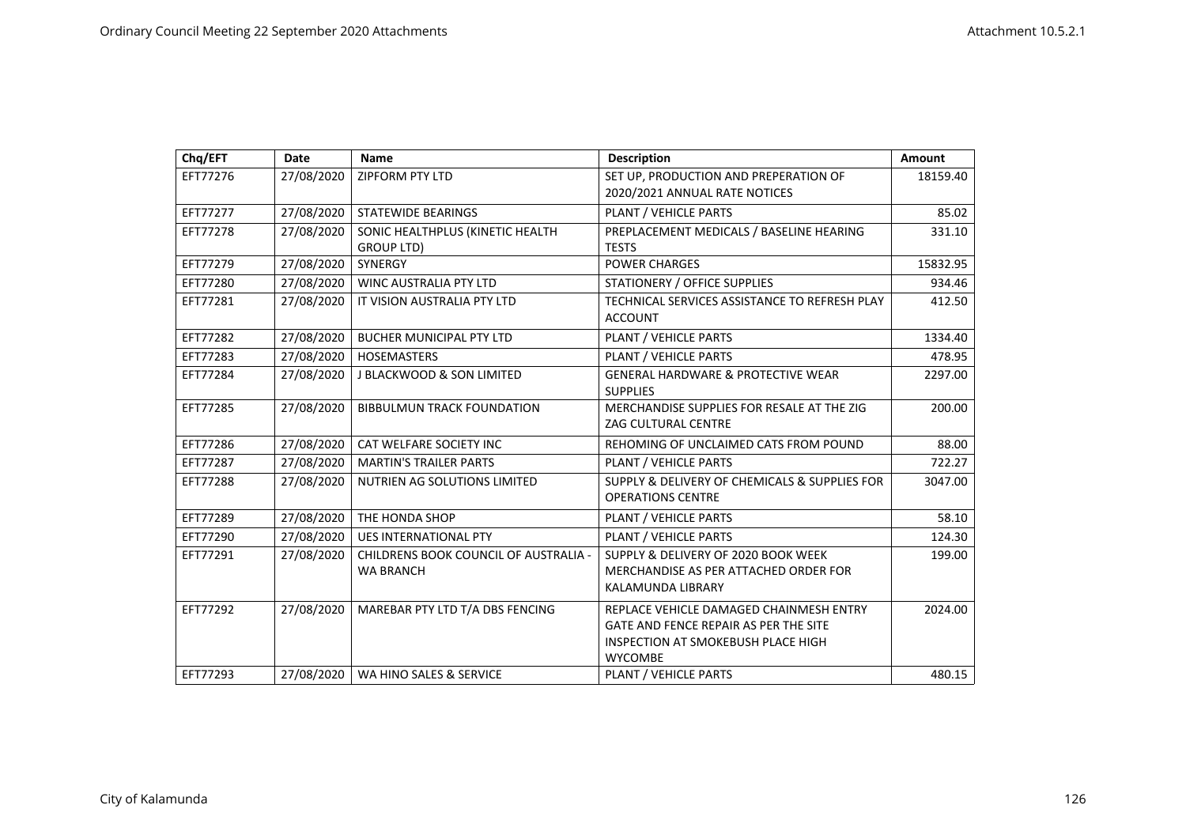| Chq/EFT | Date | Name | Description | Amount |
|---|---|---|---|---|
| EFT77276 | 27/08/2020 | ZIPFORM PTY LTD | SET UP, PRODUCTION AND PREPERATION OF 2020/2021 ANNUAL RATE NOTICES | 18159.40 |
| EFT77277 | 27/08/2020 | STATEWIDE BEARINGS | PLANT / VEHICLE PARTS | 85.02 |
| EFT77278 | 27/08/2020 | SONIC HEALTHPLUS (KINETIC HEALTH GROUP LTD) | PREPLACEMENT MEDICALS / BASELINE HEARING TESTS | 331.10 |
| EFT77279 | 27/08/2020 | SYNERGY | POWER CHARGES | 15832.95 |
| EFT77280 | 27/08/2020 | WINC AUSTRALIA PTY LTD | STATIONERY / OFFICE SUPPLIES | 934.46 |
| EFT77281 | 27/08/2020 | IT VISION AUSTRALIA PTY LTD | TECHNICAL SERVICES ASSISTANCE TO REFRESH PLAY ACCOUNT | 412.50 |
| EFT77282 | 27/08/2020 | BUCHER MUNICIPAL PTY LTD | PLANT / VEHICLE PARTS | 1334.40 |
| EFT77283 | 27/08/2020 | HOSEMASTERS | PLANT / VEHICLE PARTS | 478.95 |
| EFT77284 | 27/08/2020 | J BLACKWOOD & SON LIMITED | GENERAL HARDWARE & PROTECTIVE WEAR SUPPLIES | 2297.00 |
| EFT77285 | 27/08/2020 | BIBBULMUN TRACK FOUNDATION | MERCHANDISE SUPPLIES FOR RESALE AT THE ZIG ZAG CULTURAL CENTRE | 200.00 |
| EFT77286 | 27/08/2020 | CAT WELFARE SOCIETY INC | REHOMING OF UNCLAIMED CATS FROM POUND | 88.00 |
| EFT77287 | 27/08/2020 | MARTIN'S TRAILER PARTS | PLANT / VEHICLE PARTS | 722.27 |
| EFT77288 | 27/08/2020 | NUTRIEN AG SOLUTIONS LIMITED | SUPPLY & DELIVERY OF CHEMICALS & SUPPLIES FOR OPERATIONS CENTRE | 3047.00 |
| EFT77289 | 27/08/2020 | THE HONDA SHOP | PLANT / VEHICLE PARTS | 58.10 |
| EFT77290 | 27/08/2020 | UES INTERNATIONAL PTY | PLANT / VEHICLE PARTS | 124.30 |
| EFT77291 | 27/08/2020 | CHILDRENS BOOK COUNCIL OF AUSTRALIA - WA BRANCH | SUPPLY & DELIVERY OF 2020 BOOK WEEK MERCHANDISE AS PER ATTACHED ORDER FOR KALAMUNDA LIBRARY | 199.00 |
| EFT77292 | 27/08/2020 | MAREBAR PTY LTD T/A DBS FENCING | REPLACE VEHICLE DAMAGED CHAINMESH ENTRY GATE AND FENCE REPAIR AS PER THE SITE INSPECTION AT SMOKEBUSH PLACE HIGH WYCOMBE | 2024.00 |
| EFT77293 | 27/08/2020 | WA HINO SALES & SERVICE | PLANT / VEHICLE PARTS | 480.15 |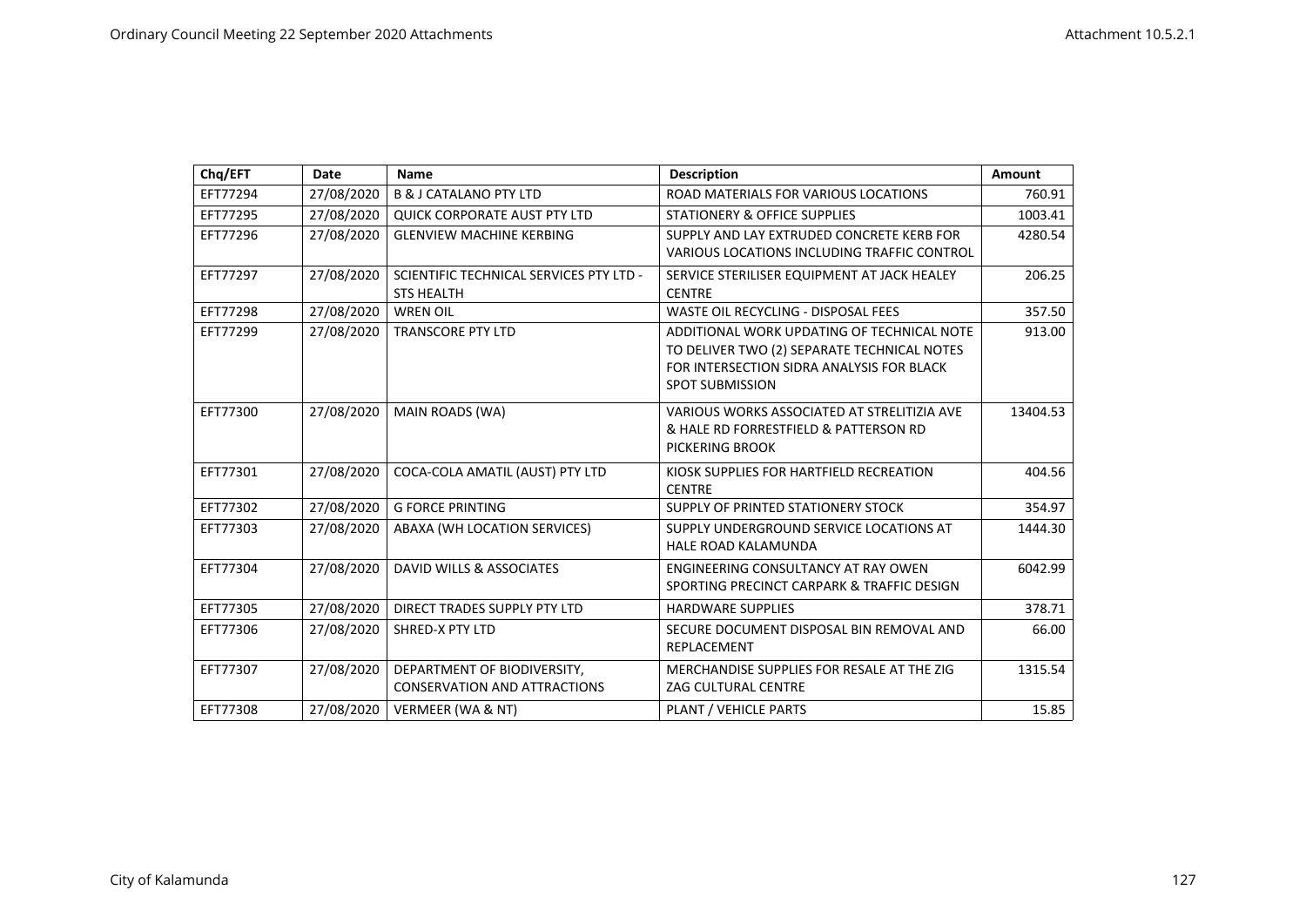| Chq/EFT | Date | Name | Description | Amount |
|---|---|---|---|---|
| EFT77294 | 27/08/2020 | B & J CATALANO PTY LTD | ROAD MATERIALS FOR VARIOUS LOCATIONS | 760.91 |
| EFT77295 | 27/08/2020 | QUICK CORPORATE AUST PTY LTD | STATIONERY & OFFICE SUPPLIES | 1003.41 |
| EFT77296 | 27/08/2020 | GLENVIEW MACHINE KERBING | SUPPLY AND LAY EXTRUDED CONCRETE KERB FOR VARIOUS LOCATIONS INCLUDING TRAFFIC CONTROL | 4280.54 |
| EFT77297 | 27/08/2020 | SCIENTIFIC TECHNICAL SERVICES PTY LTD - STS HEALTH | SERVICE STERILISER EQUIPMENT AT JACK HEALEY CENTRE | 206.25 |
| EFT77298 | 27/08/2020 | WREN OIL | WASTE OIL RECYCLING - DISPOSAL FEES | 357.50 |
| EFT77299 | 27/08/2020 | TRANSCORE PTY LTD | ADDITIONAL WORK UPDATING OF TECHNICAL NOTE TO DELIVER TWO (2) SEPARATE TECHNICAL NOTES FOR INTERSECTION SIDRA ANALYSIS FOR BLACK SPOT SUBMISSION | 913.00 |
| EFT77300 | 27/08/2020 | MAIN ROADS (WA) | VARIOUS WORKS ASSOCIATED AT STRELITIZIA AVE & HALE RD FORRESTFIELD & PATTERSON RD PICKERING BROOK | 13404.53 |
| EFT77301 | 27/08/2020 | COCA-COLA AMATIL (AUST) PTY LTD | KIOSK SUPPLIES FOR HARTFIELD RECREATION CENTRE | 404.56 |
| EFT77302 | 27/08/2020 | G FORCE PRINTING | SUPPLY OF PRINTED STATIONERY STOCK | 354.97 |
| EFT77303 | 27/08/2020 | ABAXA (WH LOCATION SERVICES) | SUPPLY UNDERGROUND SERVICE LOCATIONS AT HALE ROAD KALAMUNDA | 1444.30 |
| EFT77304 | 27/08/2020 | DAVID WILLS & ASSOCIATES | ENGINEERING CONSULTANCY AT RAY OWEN SPORTING PRECINCT CARPARK & TRAFFIC DESIGN | 6042.99 |
| EFT77305 | 27/08/2020 | DIRECT TRADES SUPPLY PTY LTD | HARDWARE SUPPLIES | 378.71 |
| EFT77306 | 27/08/2020 | SHRED-X PTY LTD | SECURE DOCUMENT DISPOSAL BIN REMOVAL AND REPLACEMENT | 66.00 |
| EFT77307 | 27/08/2020 | DEPARTMENT OF BIODIVERSITY, CONSERVATION AND ATTRACTIONS | MERCHANDISE SUPPLIES FOR RESALE AT THE ZIG ZAG CULTURAL CENTRE | 1315.54 |
| EFT77308 | 27/08/2020 | VERMEER (WA & NT) | PLANT / VEHICLE PARTS | 15.85 |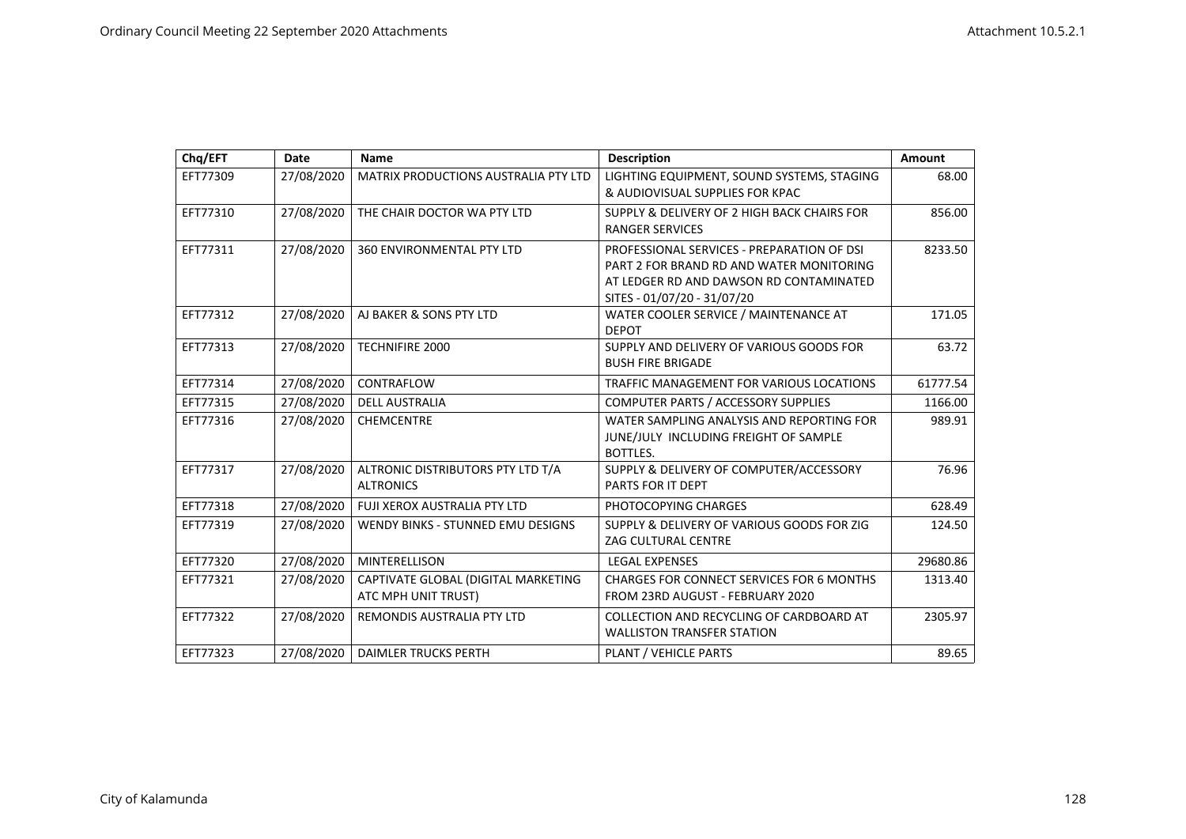| Chq/EFT | Date | Name | Description | Amount |
|---|---|---|---|---|
| EFT77309 | 27/08/2020 | MATRIX PRODUCTIONS AUSTRALIA PTY LTD | LIGHTING EQUIPMENT, SOUND SYSTEMS, STAGING & AUDIOVISUAL SUPPLIES FOR KPAC | 68.00 |
| EFT77310 | 27/08/2020 | THE CHAIR DOCTOR WA PTY LTD | SUPPLY & DELIVERY OF 2 HIGH BACK CHAIRS FOR RANGER SERVICES | 856.00 |
| EFT77311 | 27/08/2020 | 360 ENVIRONMENTAL PTY LTD | PROFESSIONAL SERVICES - PREPARATION OF DSI PART 2 FOR BRAND RD AND WATER MONITORING AT LEDGER RD AND DAWSON RD CONTAMINATED SITES - 01/07/20 - 31/07/20 | 8233.50 |
| EFT77312 | 27/08/2020 | AJ BAKER & SONS PTY LTD | WATER COOLER SERVICE / MAINTENANCE AT DEPOT | 171.05 |
| EFT77313 | 27/08/2020 | TECHNIFIRE 2000 | SUPPLY AND DELIVERY OF VARIOUS GOODS FOR BUSH FIRE BRIGADE | 63.72 |
| EFT77314 | 27/08/2020 | CONTRAFLOW | TRAFFIC MANAGEMENT FOR VARIOUS LOCATIONS | 61777.54 |
| EFT77315 | 27/08/2020 | DELL AUSTRALIA | COMPUTER PARTS / ACCESSORY SUPPLIES | 1166.00 |
| EFT77316 | 27/08/2020 | CHEMCENTRE | WATER SAMPLING ANALYSIS AND REPORTING FOR JUNE/JULY INCLUDING FREIGHT OF SAMPLE BOTTLES. | 989.91 |
| EFT77317 | 27/08/2020 | ALTRONIC DISTRIBUTORS PTY LTD T/A ALTRONICS | SUPPLY & DELIVERY OF COMPUTER/ACCESSORY PARTS FOR IT DEPT | 76.96 |
| EFT77318 | 27/08/2020 | FUJI XEROX AUSTRALIA PTY LTD | PHOTOCOPYING CHARGES | 628.49 |
| EFT77319 | 27/08/2020 | WENDY BINKS - STUNNED EMU DESIGNS | SUPPLY & DELIVERY OF VARIOUS GOODS FOR ZIG ZAG CULTURAL CENTRE | 124.50 |
| EFT77320 | 27/08/2020 | MINTERELLISON | LEGAL EXPENSES | 29680.86 |
| EFT77321 | 27/08/2020 | CAPTIVATE GLOBAL (DIGITAL MARKETING ATC MPH UNIT TRUST) | CHARGES FOR CONNECT SERVICES FOR 6 MONTHS FROM 23RD AUGUST - FEBRUARY 2020 | 1313.40 |
| EFT77322 | 27/08/2020 | REMONDIS AUSTRALIA PTY LTD | COLLECTION AND RECYCLING OF CARDBOARD AT WALLISTON TRANSFER STATION | 2305.97 |
| EFT77323 | 27/08/2020 | DAIMLER TRUCKS PERTH | PLANT / VEHICLE PARTS | 89.65 |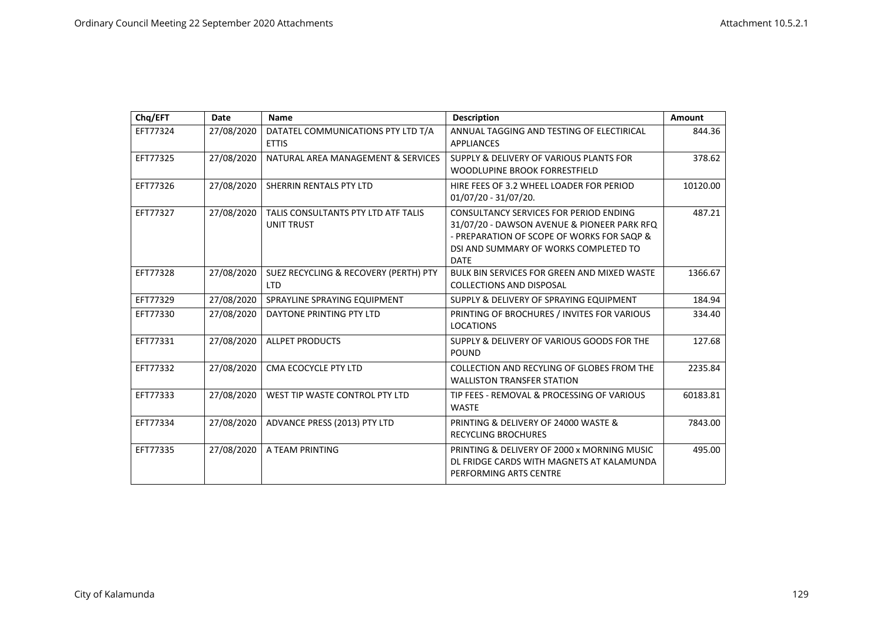| Chq/EFT | Date | Name | Description | Amount |
|---|---|---|---|---|
| EFT77324 | 27/08/2020 | DATATEL COMMUNICATIONS PTY LTD T/A ETTIS | ANNUAL TAGGING AND TESTING OF ELECTIRICAL APPLIANCES | 844.36 |
| EFT77325 | 27/08/2020 | NATURAL AREA MANAGEMENT & SERVICES | SUPPLY & DELIVERY OF VARIOUS PLANTS FOR WOODLUPINE BROOK FORRESTFIELD | 378.62 |
| EFT77326 | 27/08/2020 | SHERRIN RENTALS PTY LTD | HIRE FEES OF 3.2 WHEEL LOADER FOR PERIOD 01/07/20 - 31/07/20. | 10120.00 |
| EFT77327 | 27/08/2020 | TALIS CONSULTANTS PTY LTD ATF TALIS UNIT TRUST | CONSULTANCY SERVICES FOR PERIOD ENDING 31/07/20 - DAWSON AVENUE & PIONEER PARK RFQ - PREPARATION OF SCOPE OF WORKS FOR SAQP & DSI AND SUMMARY OF WORKS COMPLETED TO DATE | 487.21 |
| EFT77328 | 27/08/2020 | SUEZ RECYCLING & RECOVERY (PERTH) PTY LTD | BULK BIN SERVICES FOR GREEN AND MIXED WASTE COLLECTIONS AND DISPOSAL | 1366.67 |
| EFT77329 | 27/08/2020 | SPRAYLINE SPRAYING EQUIPMENT | SUPPLY & DELIVERY OF SPRAYING EQUIPMENT | 184.94 |
| EFT77330 | 27/08/2020 | DAYTONE PRINTING PTY LTD | PRINTING OF BROCHURES / INVITES FOR VARIOUS LOCATIONS | 334.40 |
| EFT77331 | 27/08/2020 | ALLPET PRODUCTS | SUPPLY & DELIVERY OF VARIOUS GOODS FOR THE POUND | 127.68 |
| EFT77332 | 27/08/2020 | CMA ECOCYCLE PTY LTD | COLLECTION AND RECYLING OF GLOBES FROM THE WALLISTON TRANSFER STATION | 2235.84 |
| EFT77333 | 27/08/2020 | WEST TIP WASTE CONTROL PTY LTD | TIP FEES - REMOVAL & PROCESSING OF VARIOUS WASTE | 60183.81 |
| EFT77334 | 27/08/2020 | ADVANCE PRESS (2013) PTY LTD | PRINTING & DELIVERY OF 24000 WASTE & RECYCLING BROCHURES | 7843.00 |
| EFT77335 | 27/08/2020 | A TEAM PRINTING | PRINTING & DELIVERY OF 2000 x MORNING MUSIC DL FRIDGE CARDS WITH MAGNETS AT KALAMUNDA PERFORMING ARTS CENTRE | 495.00 |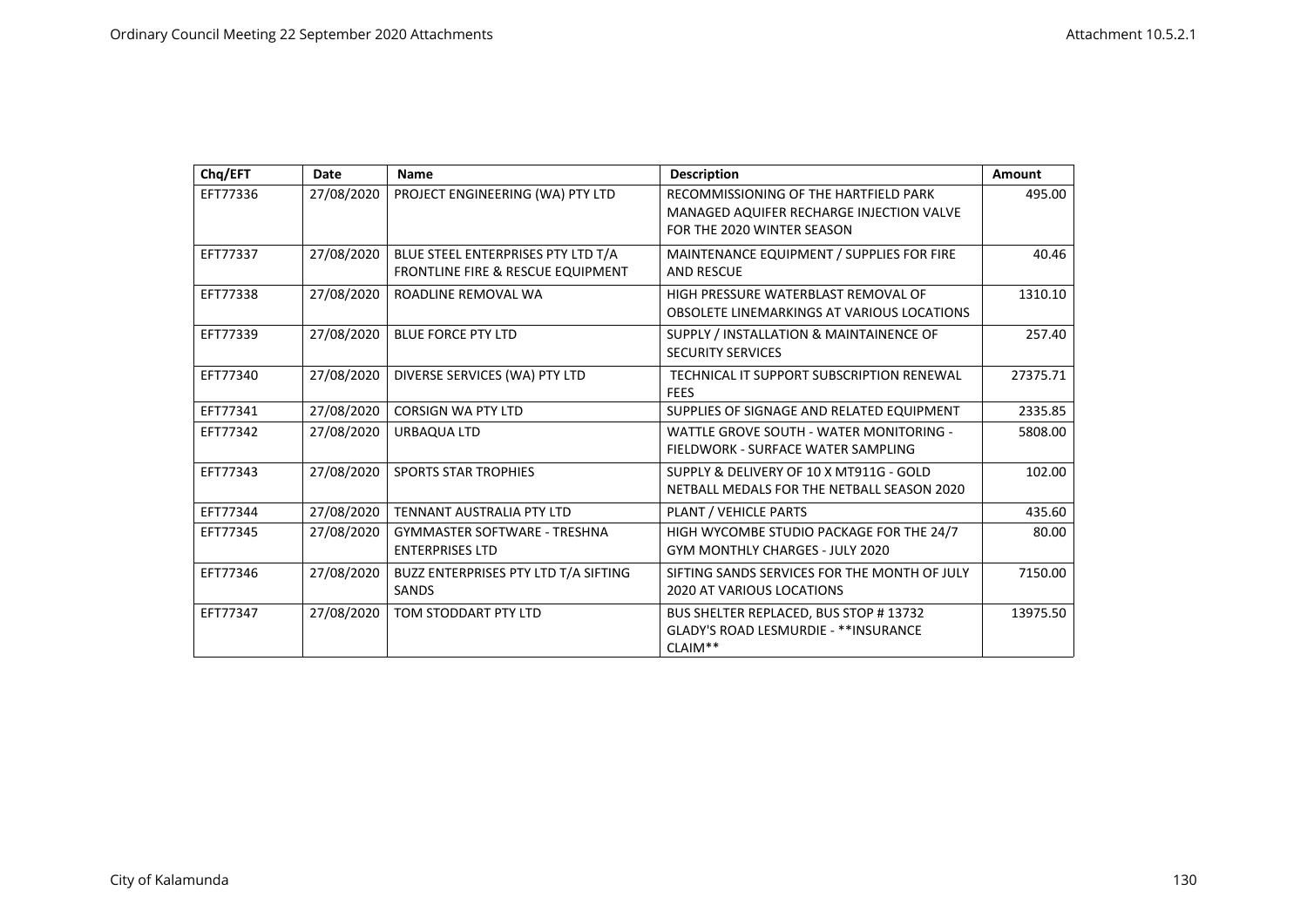| Chq/EFT | Date | Name | Description | Amount |
|---|---|---|---|---|
| EFT77336 | 27/08/2020 | PROJECT ENGINEERING (WA) PTY LTD | RECOMMISSIONING OF THE HARTFIELD PARK MANAGED AQUIFER RECHARGE INJECTION VALVE FOR THE 2020 WINTER SEASON | 495.00 |
| EFT77337 | 27/08/2020 | BLUE STEEL ENTERPRISES PTY LTD T/A FRONTLINE FIRE & RESCUE EQUIPMENT | MAINTENANCE EQUIPMENT / SUPPLIES FOR FIRE AND RESCUE | 40.46 |
| EFT77338 | 27/08/2020 | ROADLINE REMOVAL WA | HIGH PRESSURE WATERBLAST REMOVAL OF OBSOLETE LINEMARKINGS AT VARIOUS LOCATIONS | 1310.10 |
| EFT77339 | 27/08/2020 | BLUE FORCE PTY LTD | SUPPLY / INSTALLATION & MAINTAINENCE OF SECURITY SERVICES | 257.40 |
| EFT77340 | 27/08/2020 | DIVERSE SERVICES (WA) PTY LTD | TECHNICAL IT SUPPORT SUBSCRIPTION RENEWAL FEES | 27375.71 |
| EFT77341 | 27/08/2020 | CORSIGN WA PTY LTD | SUPPLIES OF SIGNAGE AND RELATED EQUIPMENT | 2335.85 |
| EFT77342 | 27/08/2020 | URBAQUA LTD | WATTLE GROVE SOUTH - WATER MONITORING - FIELDWORK - SURFACE WATER SAMPLING | 5808.00 |
| EFT77343 | 27/08/2020 | SPORTS STAR TROPHIES | SUPPLY & DELIVERY OF 10 X MT911G - GOLD NETBALL MEDALS FOR THE NETBALL SEASON 2020 | 102.00 |
| EFT77344 | 27/08/2020 | TENNANT AUSTRALIA PTY LTD | PLANT / VEHICLE PARTS | 435.60 |
| EFT77345 | 27/08/2020 | GYMMASTER SOFTWARE - TRESHNA ENTERPRISES LTD | HIGH WYCOMBE STUDIO PACKAGE FOR THE 24/7 GYM MONTHLY CHARGES - JULY 2020 | 80.00 |
| EFT77346 | 27/08/2020 | BUZZ ENTERPRISES PTY LTD T/A SIFTING SANDS | SIFTING SANDS SERVICES FOR THE MONTH OF JULY 2020 AT VARIOUS LOCATIONS | 7150.00 |
| EFT77347 | 27/08/2020 | TOM STODDART PTY LTD | BUS SHELTER REPLACED, BUS STOP # 13732 GLADY'S ROAD LESMURDIE - **INSURANCE CLAIM** | 13975.50 |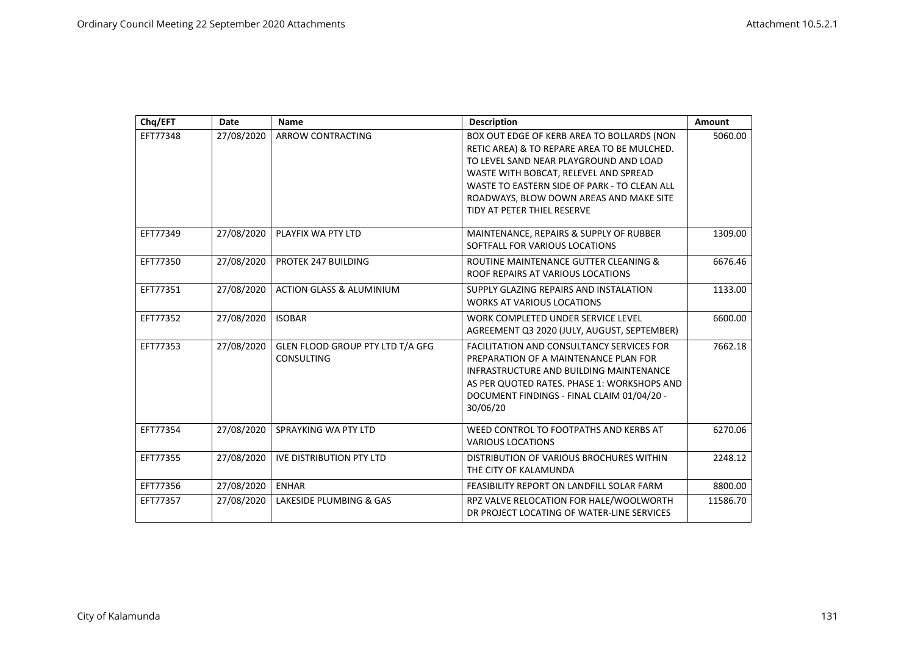| Chq/EFT | Date | Name | Description | Amount |
|---|---|---|---|---|
| EFT77348 | 27/08/2020 | ARROW CONTRACTING | BOX OUT EDGE OF KERB AREA TO BOLLARDS (NON RETIC AREA) & TO REPARE AREA TO BE MULCHED. TO LEVEL SAND NEAR PLAYGROUND AND LOAD WASTE WITH BOBCAT, RELEVEL AND SPREAD WASTE TO EASTERN SIDE OF PARK - TO CLEAN ALL ROADWAYS, BLOW DOWN AREAS AND MAKE SITE TIDY AT PETER THIEL RESERVE | 5060.00 |
| EFT77349 | 27/08/2020 | PLAYFIX WA PTY LTD | MAINTENANCE, REPAIRS & SUPPLY OF RUBBER SOFTFALL FOR VARIOUS LOCATIONS | 1309.00 |
| EFT77350 | 27/08/2020 | PROTEK 247 BUILDING | ROUTINE MAINTENANCE GUTTER CLEANING & ROOF REPAIRS AT VARIOUS LOCATIONS | 6676.46 |
| EFT77351 | 27/08/2020 | ACTION GLASS & ALUMINIUM | SUPPLY GLAZING REPAIRS AND INSTALATION WORKS AT VARIOUS LOCATIONS | 1133.00 |
| EFT77352 | 27/08/2020 | ISOBAR | WORK COMPLETED UNDER SERVICE LEVEL AGREEMENT Q3 2020 (JULY, AUGUST, SEPTEMBER) | 6600.00 |
| EFT77353 | 27/08/2020 | GLEN FLOOD GROUP PTY LTD T/A GFG CONSULTING | FACILITATION AND CONSULTANCY SERVICES FOR PREPARATION OF A MAINTENANCE PLAN FOR INFRASTRUCTURE AND BUILDING MAINTENANCE AS PER QUOTED RATES. PHASE 1: WORKSHOPS AND DOCUMENT FINDINGS - FINAL CLAIM 01/04/20 - 30/06/20 | 7662.18 |
| EFT77354 | 27/08/2020 | SPRAYKING WA PTY LTD | WEED CONTROL TO FOOTPATHS AND KERBS AT VARIOUS LOCATIONS | 6270.06 |
| EFT77355 | 27/08/2020 | IVE DISTRIBUTION PTY LTD | DISTRIBUTION OF VARIOUS BROCHURES WITHIN THE CITY OF KALAMUNDA | 2248.12 |
| EFT77356 | 27/08/2020 | ENHAR | FEASIBILITY REPORT ON LANDFILL SOLAR FARM | 8800.00 |
| EFT77357 | 27/08/2020 | LAKESIDE PLUMBING & GAS | RPZ VALVE RELOCATION FOR HALE/WOOLWORTH DR PROJECT LOCATING OF WATER-LINE SERVICES | 11586.70 |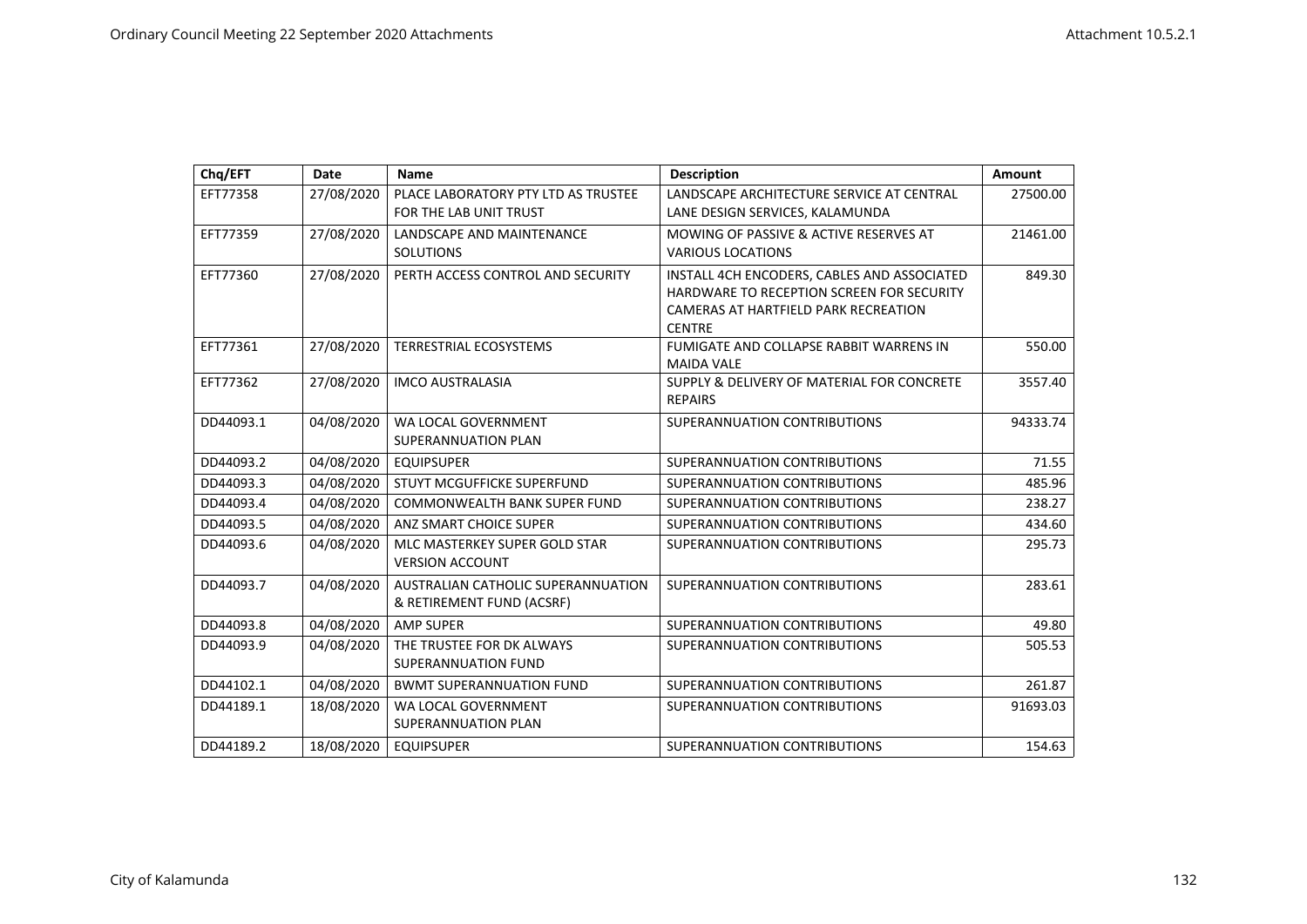| Chq/EFT | Date | Name | Description | Amount |
|---|---|---|---|---|
| EFT77358 | 27/08/2020 | PLACE LABORATORY PTY LTD AS TRUSTEE FOR THE LAB UNIT TRUST | LANDSCAPE ARCHITECTURE SERVICE AT CENTRAL LANE DESIGN SERVICES, KALAMUNDA | 27500.00 |
| EFT77359 | 27/08/2020 | LANDSCAPE AND MAINTENANCE SOLUTIONS | MOWING OF PASSIVE & ACTIVE RESERVES AT VARIOUS LOCATIONS | 21461.00 |
| EFT77360 | 27/08/2020 | PERTH ACCESS CONTROL AND SECURITY | INSTALL 4CH ENCODERS, CABLES AND ASSOCIATED HARDWARE TO RECEPTION SCREEN FOR SECURITY CAMERAS AT HARTFIELD PARK RECREATION CENTRE | 849.30 |
| EFT77361 | 27/08/2020 | TERRESTRIAL ECOSYSTEMS | FUMIGATE AND COLLAPSE RABBIT WARRENS IN MAIDA VALE | 550.00 |
| EFT77362 | 27/08/2020 | IMCO AUSTRALASIA | SUPPLY & DELIVERY OF MATERIAL FOR CONCRETE REPAIRS | 3557.40 |
| DD44093.1 | 04/08/2020 | WA LOCAL GOVERNMENT SUPERANNUATION PLAN | SUPERANNUATION CONTRIBUTIONS | 94333.74 |
| DD44093.2 | 04/08/2020 | EQUIPSUPER | SUPERANNUATION CONTRIBUTIONS | 71.55 |
| DD44093.3 | 04/08/2020 | STUYT MCGUFFICKE SUPERFUND | SUPERANNUATION CONTRIBUTIONS | 485.96 |
| DD44093.4 | 04/08/2020 | COMMONWEALTH BANK SUPER FUND | SUPERANNUATION CONTRIBUTIONS | 238.27 |
| DD44093.5 | 04/08/2020 | ANZ SMART CHOICE SUPER | SUPERANNUATION CONTRIBUTIONS | 434.60 |
| DD44093.6 | 04/08/2020 | MLC MASTERKEY SUPER GOLD STAR VERSION ACCOUNT | SUPERANNUATION CONTRIBUTIONS | 295.73 |
| DD44093.7 | 04/08/2020 | AUSTRALIAN CATHOLIC SUPERANNUATION & RETIREMENT FUND (ACSRF) | SUPERANNUATION CONTRIBUTIONS | 283.61 |
| DD44093.8 | 04/08/2020 | AMP SUPER | SUPERANNUATION CONTRIBUTIONS | 49.80 |
| DD44093.9 | 04/08/2020 | THE TRUSTEE FOR DK ALWAYS SUPERANNUATION FUND | SUPERANNUATION CONTRIBUTIONS | 505.53 |
| DD44102.1 | 04/08/2020 | BWMT SUPERANNUATION FUND | SUPERANNUATION CONTRIBUTIONS | 261.87 |
| DD44189.1 | 18/08/2020 | WA LOCAL GOVERNMENT SUPERANNUATION PLAN | SUPERANNUATION CONTRIBUTIONS | 91693.03 |
| DD44189.2 | 18/08/2020 | EQUIPSUPER | SUPERANNUATION CONTRIBUTIONS | 154.63 |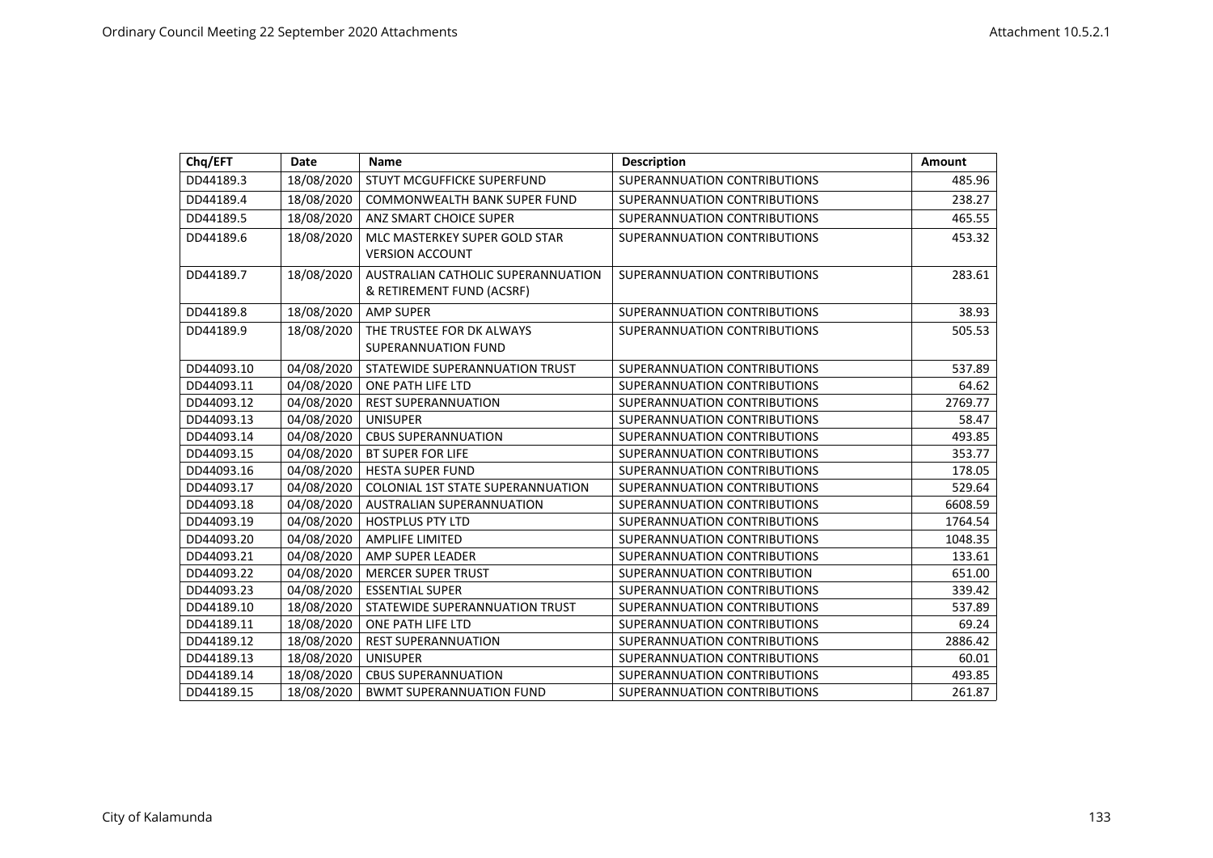| Chq/EFT | Date | Name | Description | Amount |
|---|---|---|---|---|
| DD44189.3 | 18/08/2020 | STUYT MCGUFFICKE SUPERFUND | SUPERANNUATION CONTRIBUTIONS | 485.96 |
| DD44189.4 | 18/08/2020 | COMMONWEALTH BANK SUPER FUND | SUPERANNUATION CONTRIBUTIONS | 238.27 |
| DD44189.5 | 18/08/2020 | ANZ SMART CHOICE SUPER | SUPERANNUATION CONTRIBUTIONS | 465.55 |
| DD44189.6 | 18/08/2020 | MLC MASTERKEY SUPER GOLD STAR VERSION ACCOUNT | SUPERANNUATION CONTRIBUTIONS | 453.32 |
| DD44189.7 | 18/08/2020 | AUSTRALIAN CATHOLIC SUPERANNUATION & RETIREMENT FUND (ACSRF) | SUPERANNUATION CONTRIBUTIONS | 283.61 |
| DD44189.8 | 18/08/2020 | AMP SUPER | SUPERANNUATION CONTRIBUTIONS | 38.93 |
| DD44189.9 | 18/08/2020 | THE TRUSTEE FOR DK ALWAYS SUPERANNUATION FUND | SUPERANNUATION CONTRIBUTIONS | 505.53 |
| DD44093.10 | 04/08/2020 | STATEWIDE SUPERANNUATION TRUST | SUPERANNUATION CONTRIBUTIONS | 537.89 |
| DD44093.11 | 04/08/2020 | ONE PATH LIFE LTD | SUPERANNUATION CONTRIBUTIONS | 64.62 |
| DD44093.12 | 04/08/2020 | REST SUPERANNUATION | SUPERANNUATION CONTRIBUTIONS | 2769.77 |
| DD44093.13 | 04/08/2020 | UNISUPER | SUPERANNUATION CONTRIBUTIONS | 58.47 |
| DD44093.14 | 04/08/2020 | CBUS SUPERANNUATION | SUPERANNUATION CONTRIBUTIONS | 493.85 |
| DD44093.15 | 04/08/2020 | BT SUPER FOR LIFE | SUPERANNUATION CONTRIBUTIONS | 353.77 |
| DD44093.16 | 04/08/2020 | HESTA SUPER FUND | SUPERANNUATION CONTRIBUTIONS | 178.05 |
| DD44093.17 | 04/08/2020 | COLONIAL 1ST STATE SUPERANNUATION | SUPERANNUATION CONTRIBUTIONS | 529.64 |
| DD44093.18 | 04/08/2020 | AUSTRALIAN SUPERANNUATION | SUPERANNUATION CONTRIBUTIONS | 6608.59 |
| DD44093.19 | 04/08/2020 | HOSTPLUS PTY LTD | SUPERANNUATION CONTRIBUTIONS | 1764.54 |
| DD44093.20 | 04/08/2020 | AMPLIFE LIMITED | SUPERANNUATION CONTRIBUTIONS | 1048.35 |
| DD44093.21 | 04/08/2020 | AMP SUPER LEADER | SUPERANNUATION CONTRIBUTIONS | 133.61 |
| DD44093.22 | 04/08/2020 | MERCER SUPER TRUST | SUPERANNUATION CONTRIBUTION | 651.00 |
| DD44093.23 | 04/08/2020 | ESSENTIAL SUPER | SUPERANNUATION CONTRIBUTIONS | 339.42 |
| DD44189.10 | 18/08/2020 | STATEWIDE SUPERANNUATION TRUST | SUPERANNUATION CONTRIBUTIONS | 537.89 |
| DD44189.11 | 18/08/2020 | ONE PATH LIFE LTD | SUPERANNUATION CONTRIBUTIONS | 69.24 |
| DD44189.12 | 18/08/2020 | REST SUPERANNUATION | SUPERANNUATION CONTRIBUTIONS | 2886.42 |
| DD44189.13 | 18/08/2020 | UNISUPER | SUPERANNUATION CONTRIBUTIONS | 60.01 |
| DD44189.14 | 18/08/2020 | CBUS SUPERANNUATION | SUPERANNUATION CONTRIBUTIONS | 493.85 |
| DD44189.15 | 18/08/2020 | BWMT SUPERANNUATION FUND | SUPERANNUATION CONTRIBUTIONS | 261.87 |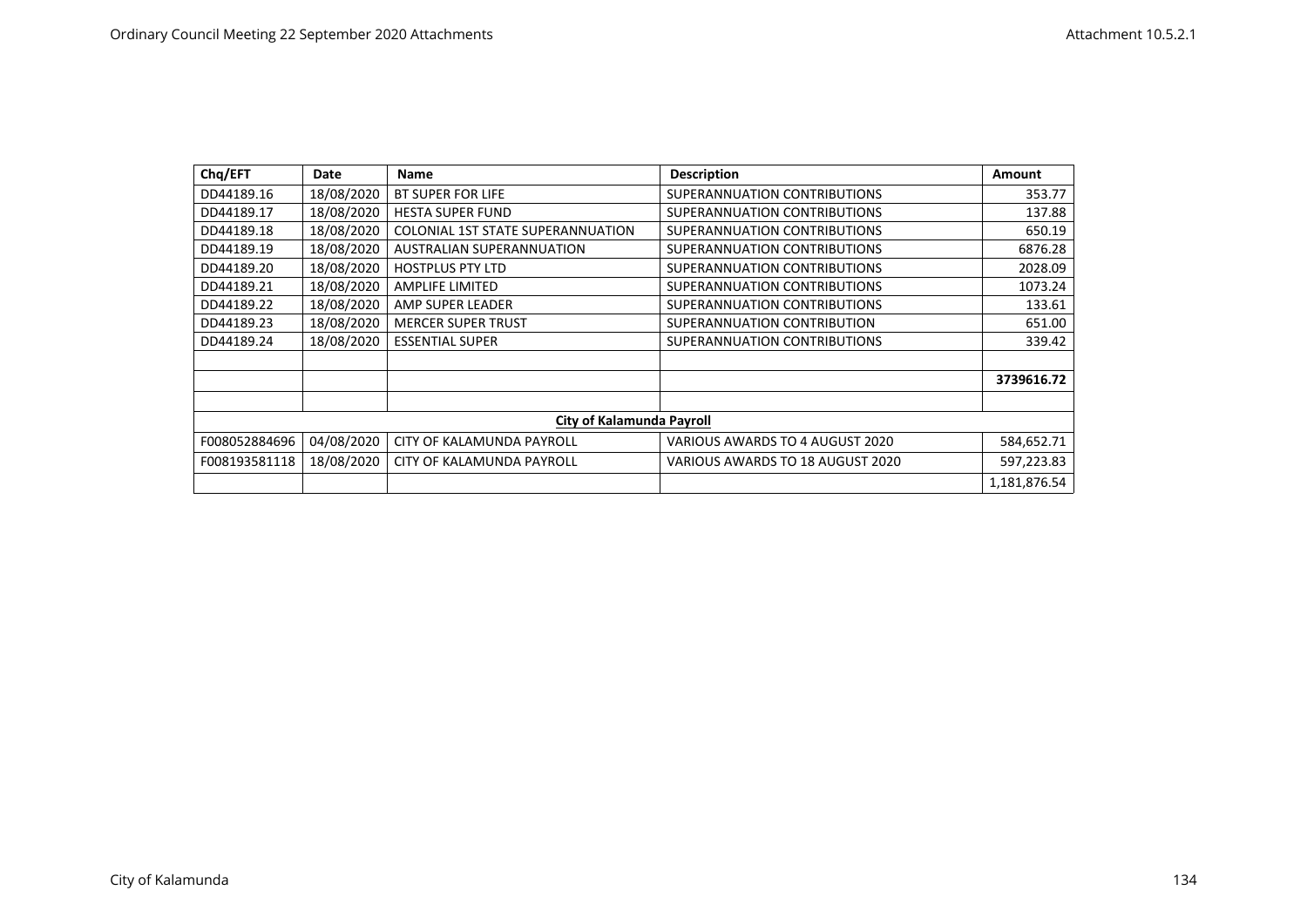| Chq/EFT | Date | Name | Description | Amount |
|---|---|---|---|---|
| DD44189.16 | 18/08/2020 | BT SUPER FOR LIFE | SUPERANNUATION CONTRIBUTIONS | 353.77 |
| DD44189.17 | 18/08/2020 | HESTA SUPER FUND | SUPERANNUATION CONTRIBUTIONS | 137.88 |
| DD44189.18 | 18/08/2020 | COLONIAL 1ST STATE SUPERANNUATION | SUPERANNUATION CONTRIBUTIONS | 650.19 |
| DD44189.19 | 18/08/2020 | AUSTRALIAN SUPERANNUATION | SUPERANNUATION CONTRIBUTIONS | 6876.28 |
| DD44189.20 | 18/08/2020 | HOSTPLUS PTY LTD | SUPERANNUATION CONTRIBUTIONS | 2028.09 |
| DD44189.21 | 18/08/2020 | AMPLIFE LIMITED | SUPERANNUATION CONTRIBUTIONS | 1073.24 |
| DD44189.22 | 18/08/2020 | AMP SUPER LEADER | SUPERANNUATION CONTRIBUTIONS | 133.61 |
| DD44189.23 | 18/08/2020 | MERCER SUPER TRUST | SUPERANNUATION CONTRIBUTION | 651.00 |
| DD44189.24 | 18/08/2020 | ESSENTIAL SUPER | SUPERANNUATION CONTRIBUTIONS | 339.42 |
| | | | | |
| | | | | **3739616.72** |
| | | | | |
| **City of Kalamunda Payroll** | | | | |
| F008052884696 | 04/08/2020 | CITY OF KALAMUNDA PAYROLL | VARIOUS AWARDS TO 4 AUGUST 2020 | 584,652.71 |
| F008193581118 | 18/08/2020 | CITY OF KALAMUNDA PAYROLL | VARIOUS AWARDS TO 18 AUGUST 2020 | 597,223.83 |
| | | | | 1,181,876.54 |